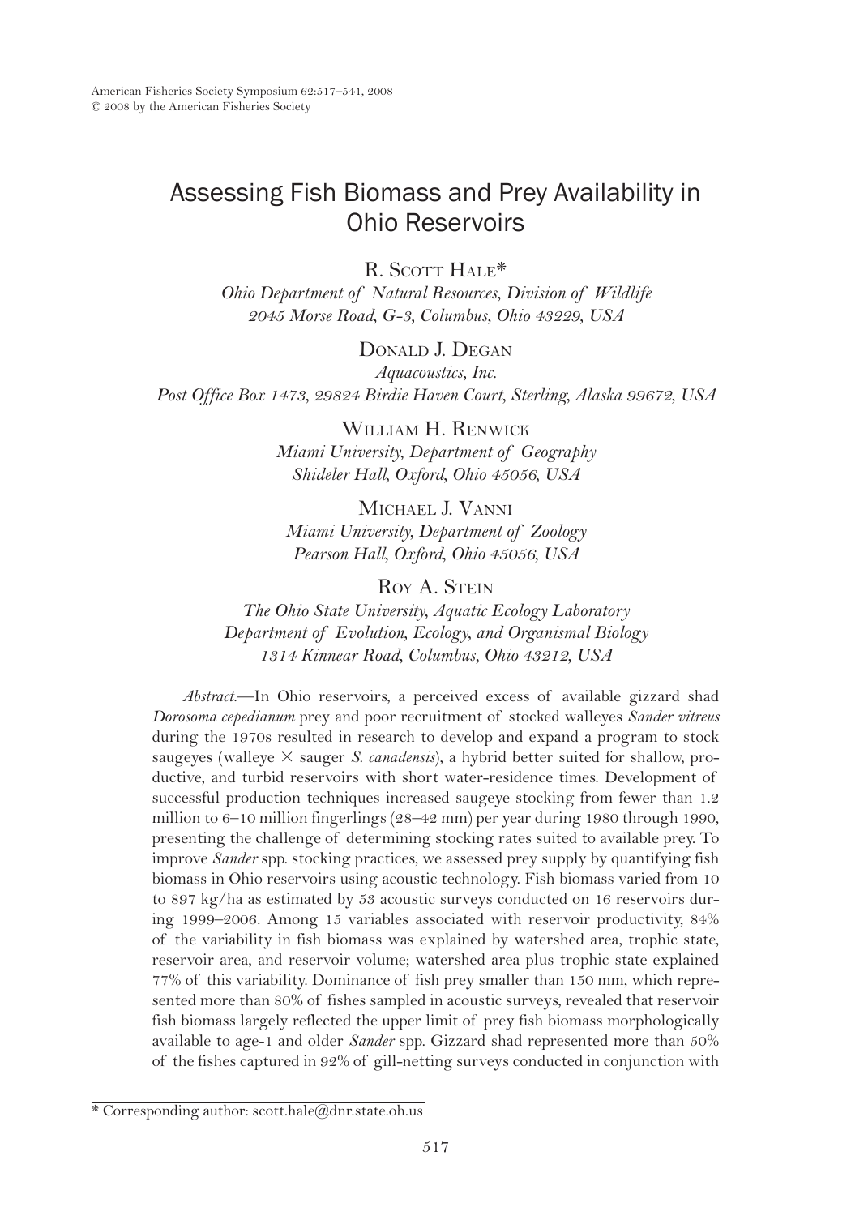# Assessing Fish Biomass and Prey Availability in Ohio Reservoirs

R. Scott Hale*

*Ohio Department of Natural Resources, Division of Wildlife*
*2045 Morse Road, G-3, Columbus, Ohio 43229, USA*

Donald J. Degan

*Aquacoustics, Inc.*
*Post Office Box 1473, 29824 Birdie Haven Court, Sterling, Alaska 99672, USA*

William H. Renwick

*Miami University, Department of Geography*
*Shideler Hall, Oxford, Ohio 45056, USA*

Michael J. Vanni

*Miami University, Department of Zoology*
*Pearson Hall, Oxford, Ohio 45056, USA*

Roy A. Stein

*The Ohio State University, Aquatic Ecology Laboratory*
*Department of Evolution, Ecology, and Organismal Biology*
*1314 Kinnear Road, Columbus, Ohio 43212, USA*

*Abstract*.—In Ohio reservoirs, a perceived excess of available gizzard shad *Dorosoma cepedianum* prey and poor recruitment of stocked walleyes *Sander vitreus* during the 1970s resulted in research to develop and expand a program to stock saugeyes (walleye × sauger *S. canadensis*), a hybrid better suited for shallow, productive, and turbid reservoirs with short water-residence times. Development of successful production techniques increased saugeye stocking from fewer than 1.2 million to 6–10 million fingerlings (28–42 mm) per year during 1980 through 1990, presenting the challenge of determining stocking rates suited to available prey. To improve *Sander* spp. stocking practices, we assessed prey supply by quantifying fish biomass in Ohio reservoirs using acoustic technology. Fish biomass varied from 10 to 897 kg/ha as estimated by 53 acoustic surveys conducted on 16 reservoirs during 1999–2006. Among 15 variables associated with reservoir productivity, 84% of the variability in fish biomass was explained by watershed area, trophic state, reservoir area, and reservoir volume; watershed area plus trophic state explained 77% of this variability. Dominance of fish prey smaller than 150 mm, which represented more than 80% of fishes sampled in acoustic surveys, revealed that reservoir fish biomass largely reflected the upper limit of prey fish biomass morphologically available to age-1 and older *Sander* spp. Gizzard shad represented more than 50% of the fishes captured in 92% of gill-netting surveys conducted in conjunction with

* Corresponding author: scott.hale@dnr.state.oh.us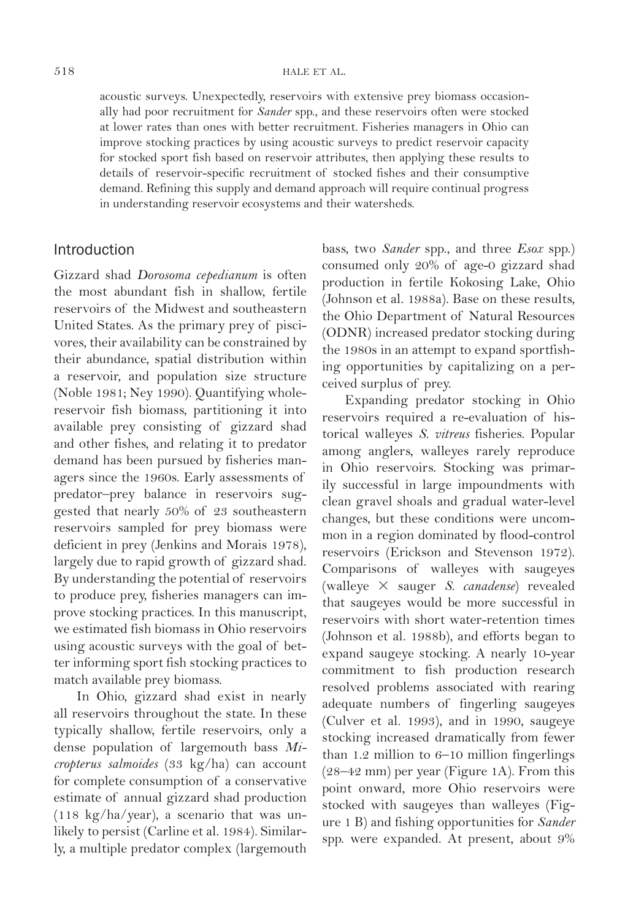acoustic surveys. Unexpectedly, reservoirs with extensive prey biomass occasionally had poor recruitment for *Sander* spp., and these reservoirs often were stocked at lower rates than ones with better recruitment. Fisheries managers in Ohio can improve stocking practices by using acoustic surveys to predict reservoir capacity for stocked sport fish based on reservoir attributes, then applying these results to details of reservoir-specific recruitment of stocked fishes and their consumptive demand. Refining this supply and demand approach will require continual progress in understanding reservoir ecosystems and their watersheds.

## Introduction

Gizzard shad *Dorosoma cepedianum* is often the most abundant fish in shallow, fertile reservoirs of the Midwest and southeastern United States. As the primary prey of piscivores, their availability can be constrained by their abundance, spatial distribution within a reservoir, and population size structure (Noble 1981; Ney 1990). Quantifying whole-reservoir fish biomass, partitioning it into available prey consisting of gizzard shad and other fishes, and relating it to predator demand has been pursued by fisheries managers since the 1960s. Early assessments of predator–prey balance in reservoirs suggested that nearly 50% of 23 southeastern reservoirs sampled for prey biomass were deficient in prey (Jenkins and Morais 1978), largely due to rapid growth of gizzard shad. By understanding the potential of reservoirs to produce prey, fisheries managers can improve stocking practices. In this manuscript, we estimated fish biomass in Ohio reservoirs using acoustic surveys with the goal of better informing sport fish stocking practices to match available prey biomass.

In Ohio, gizzard shad exist in nearly all reservoirs throughout the state. In these typically shallow, fertile reservoirs, only a dense population of largemouth bass *Micropterus salmoides* (33 kg/ha) can account for complete consumption of a conservative estimate of annual gizzard shad production (118 kg/ha/year), a scenario that was unlikely to persist (Carline et al. 1984). Similarly, a multiple predator complex (largemouth bass, two *Sander* spp., and three *Esox* spp.) consumed only 20% of age-0 gizzard shad production in fertile Kokosing Lake, Ohio (Johnson et al. 1988a). Base on these results, the Ohio Department of Natural Resources (ODNR) increased predator stocking during the 1980s in an attempt to expand sportfishing opportunities by capitalizing on a perceived surplus of prey.

Expanding predator stocking in Ohio reservoirs required a re-evaluation of historical walleyes *S. vitreus* fisheries. Popular among anglers, walleyes rarely reproduce in Ohio reservoirs. Stocking was primarily successful in large impoundments with clean gravel shoals and gradual water-level changes, but these conditions were uncommon in a region dominated by flood-control reservoirs (Erickson and Stevenson 1972). Comparisons of walleyes with saugeyes (walleye × sauger *S. canadense*) revealed that saugeyes would be more successful in reservoirs with short water-retention times (Johnson et al. 1988b), and efforts began to expand saugeye stocking. A nearly 10-year commitment to fish production research resolved problems associated with rearing adequate numbers of fingerling saugeyes (Culver et al. 1993), and in 1990, saugeye stocking increased dramatically from fewer than 1.2 million to 6–10 million fingerlings (28–42 mm) per year (Figure 1A). From this point onward, more Ohio reservoirs were stocked with saugeyes than walleyes (Figure 1 B) and fishing opportunities for *Sander* spp. were expanded. At present, about 9%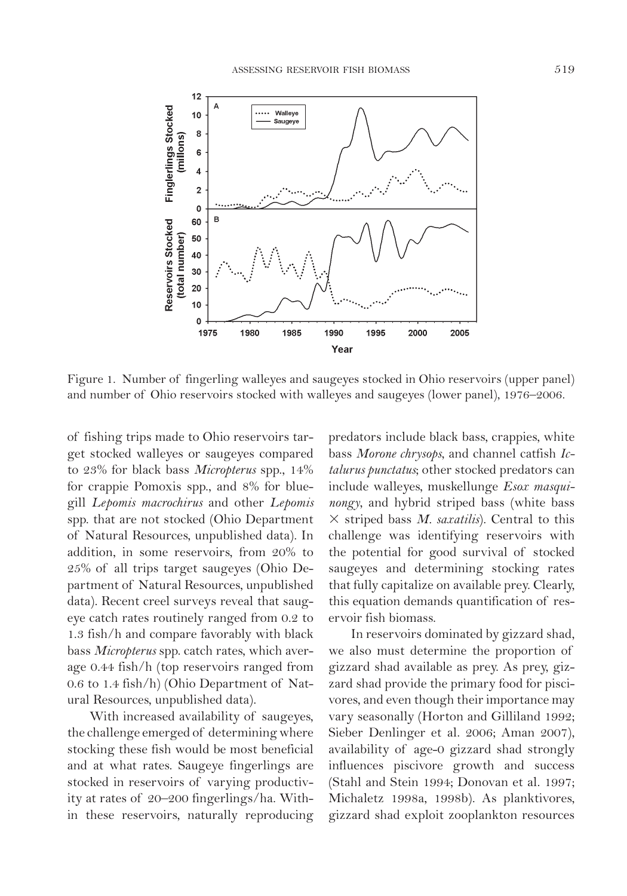Figure 1. Number of fingerling walleyes and saugeyes stocked in Ohio reservoirs (upper panel) and number of Ohio reservoirs stocked with walleyes and saugeyes (lower panel), 1976–2006.

of fishing trips made to Ohio reservoirs target stocked walleyes or saugeyes compared to 23% for black bass *Micropterus* spp., 14% for crappie Pomoxis spp., and 8% for bluegill *Lepomis macrochirus* and other *Lepomis* spp. that are not stocked (Ohio Department of Natural Resources, unpublished data). In addition, in some reservoirs, from 20% to 25% of all trips target saugeyes (Ohio Department of Natural Resources, unpublished data). Recent creel surveys reveal that saugeye catch rates routinely ranged from 0.2 to 1.3 fish/h and compare favorably with black bass *Micropterus* spp. catch rates, which average 0.44 fish/h (top reservoirs ranged from 0.6 to 1.4 fish/h) (Ohio Department of Natural Resources, unpublished data).

With increased availability of saugeyes, the challenge emerged of determining where stocking these fish would be most beneficial and at what rates. Saugeye fingerlings are stocked in reservoirs of varying productivity at rates of 20–200 fingerlings/ha. Within these reservoirs, naturally reproducing predators include black bass, crappies, white bass *Morone chrysops*, and channel catfish *Ictalurus punctatus*; other stocked predators can include walleyes, muskellunge *Esox masquinongy*, and hybrid striped bass (white bass × striped bass *M. saxatilis*). Central to this challenge was identifying reservoirs with the potential for good survival of stocked saugeyes and determining stocking rates that fully capitalize on available prey. Clearly, this equation demands quantification of reservoir fish biomass.

In reservoirs dominated by gizzard shad, we also must determine the proportion of gizzard shad available as prey. As prey, gizzard shad provide the primary food for piscivores, and even though their importance may vary seasonally (Horton and Gilliland 1992; Sieber Denlinger et al. 2006; Aman 2007), availability of age-0 gizzard shad strongly influences piscivore growth and success (Stahl and Stein 1994; Donovan et al. 1997; Michaletz 1998a, 1998b). As planktivores, gizzard shad exploit zooplankton resources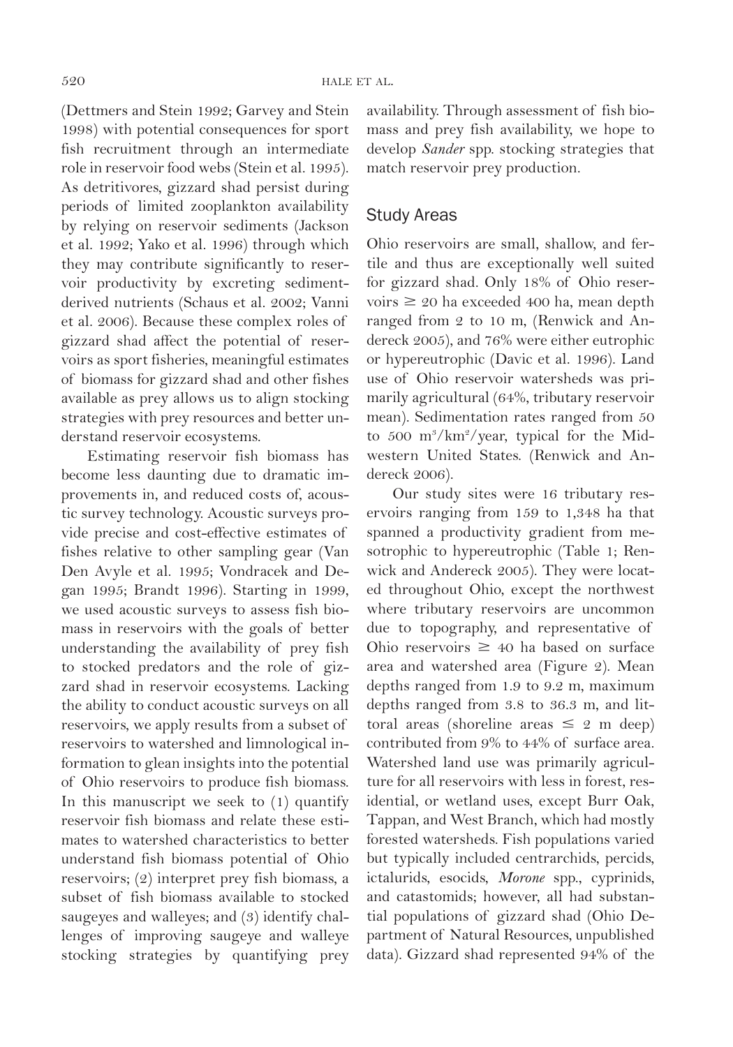(Dettmers and Stein 1992; Garvey and Stein 1998) with potential consequences for sport fish recruitment through an intermediate role in reservoir food webs (Stein et al. 1995). As detritivores, gizzard shad persist during periods of limited zooplankton availability by relying on reservoir sediments (Jackson et al. 1992; Yako et al. 1996) through which they may contribute significantly to reservoir productivity by excreting sediment-derived nutrients (Schaus et al. 2002; Vanni et al. 2006). Because these complex roles of gizzard shad affect the potential of reservoirs as sport fisheries, meaningful estimates of biomass for gizzard shad and other fishes available as prey allows us to align stocking strategies with prey resources and better understand reservoir ecosystems.

Estimating reservoir fish biomass has become less daunting due to dramatic improvements in, and reduced costs of, acoustic survey technology. Acoustic surveys provide precise and cost-effective estimates of fishes relative to other sampling gear (Van Den Avyle et al. 1995; Vondracek and Degan 1995; Brandt 1996). Starting in 1999, we used acoustic surveys to assess fish biomass in reservoirs with the goals of better understanding the availability of prey fish to stocked predators and the role of gizzard shad in reservoir ecosystems. Lacking the ability to conduct acoustic surveys on all reservoirs, we apply results from a subset of reservoirs to watershed and limnological information to glean insights into the potential of Ohio reservoirs to produce fish biomass. In this manuscript we seek to (1) quantify reservoir fish biomass and relate these estimates to watershed characteristics to better understand fish biomass potential of Ohio reservoirs; (2) interpret prey fish biomass, a subset of fish biomass available to stocked saugeyes and walleyes; and (3) identify challenges of improving saugeye and walleye stocking strategies by quantifying prey availability. Through assessment of fish biomass and prey fish availability, we hope to develop *Sander* spp. stocking strategies that match reservoir prey production.

## Study Areas

Ohio reservoirs are small, shallow, and fertile and thus are exceptionally well suited for gizzard shad. Only 18% of Ohio reservoirs $\geq$ 20 ha exceeded 400 ha, mean depth ranged from 2 to 10 m, (Renwick and Andereck 2005), and 76% were either eutrophic or hypereutrophic (Davic et al. 1996). Land use of Ohio reservoir watersheds was primarily agricultural (64%, tributary reservoir mean). Sedimentation rates ranged from 50 to 500 $m^3/km^2$/year, typical for the Midwestern United States. (Renwick and Andereck 2006).

Our study sites were 16 tributary reservoirs ranging from 159 to 1,348 ha that spanned a productivity gradient from mesotrophic to hypereutrophic (Table 1; Renwick and Andereck 2005). They were located throughout Ohio, except the northwest where tributary reservoirs are uncommon due to topography, and representative of Ohio reservoirs $\geq$ 40 ha based on surface area and watershed area (Figure 2). Mean depths ranged from 1.9 to 9.2 m, maximum depths ranged from 3.8 to 36.3 m, and littoral areas (shoreline areas $\leq$ 2 m deep) contributed from 9% to 44% of surface area. Watershed land use was primarily agriculture for all reservoirs with less in forest, residential, or wetland uses, except Burr Oak, Tappan, and West Branch, which had mostly forested watersheds. Fish populations varied but typically included centrarchids, percids, ictalurids, esocids, *Morone* spp., cyprinids, and catastomids; however, all had substantial populations of gizzard shad (Ohio Department of Natural Resources, unpublished data). Gizzard shad represented 94% of the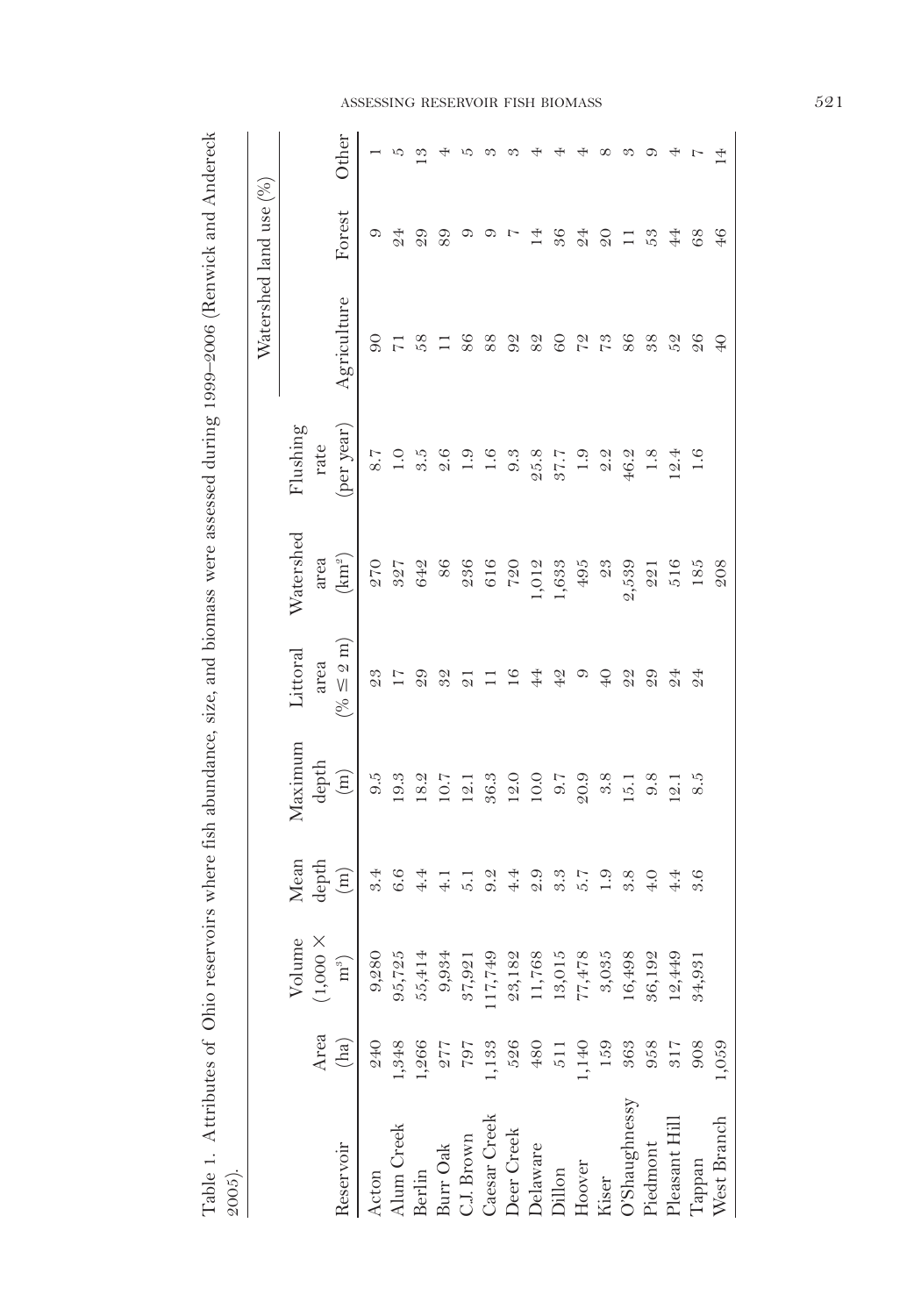Table 1. Attributes of Ohio reservoirs where fish abundance, size, and biomass were assessed during 1999–2006 (Renwick and Andereck 2005).

| Reservoir | Area (ha) | Volume (1,000 × m³) | Mean depth (m) | Maximum depth (m) | Littoral area (% ≤ 2 m) | Watershed area (km²) | Flushing rate (per year) | Watershed land use (%) | | |
|---|---|---|---|---|---|---|---|---|---|---|
| | | | | | | | | Agriculture | Forest | Other |
| Acton | 240 | 9,280 | 3.4 | 9.5 | 23 | 270 | 8.7 | 90 | 9 | 1 |
| Alum Creek | 1,348 | 95,725 | 6.6 | 19.3 | 17 | 327 | 1.0 | 71 | 24 | 5 |
| Berlin | 1,266 | 55,414 | 4.4 | 18.2 | 29 | 642 | 3.5 | 58 | 29 | 13 |
| Burr Oak | 277 | 9,934 | 4.1 | 10.7 | 32 | 86 | 2.6 | 11 | 89 | 4 |
| C.J. Brown | 797 | 37,921 | 5.1 | 12.1 | 21 | 236 | 1.9 | 86 | 9 | 5 |
| Caesar Creek | 1,133 | 117,749 | 9.2 | 36.3 | 11 | 616 | 1.6 | 88 | 9 | 3 |
| Deer Creek | 526 | 23,182 | 4.4 | 12.0 | 16 | 720 | 9.3 | 92 | 7 | 3 |
| Delaware | 480 | 11,768 | 2.9 | 10.0 | 44 | 1,012 | 25.8 | 82 | 14 | 4 |
| Dillon | 511 | 13,015 | 3.3 | 9.7 | 42 | 1,633 | 37.7 | 60 | 36 | 4 |
| Hoover | 1,140 | 77,478 | 5.7 | 20.9 | 9 | 495 | 1.9 | 72 | 24 | 4 |
| Kiser | 159 | 3,035 | 1.9 | 3.8 | 40 | 23 | 2.2 | 73 | 20 | 8 |
| O'Shaughnessy | 363 | 16,498 | 3.8 | 15.1 | 22 | 2,539 | 46.2 | 86 | 11 | 3 |
| Piedmont | 958 | 36,192 | 4.0 | 9.8 | 29 | 221 | 1.8 | 38 | 53 | 9 |
| Pleasant Hill | 317 | 12,449 | 4.4 | 12.1 | 24 | 516 | 12.4 | 52 | 44 | 4 |
| Tappan | 908 | 34,931 | 3.6 | 8.5 | 24 | 185 | 1.6 | 26 | 68 | 7 |
| West Branch | 1,059 | | | | | 208 | | 40 | 46 | 14 |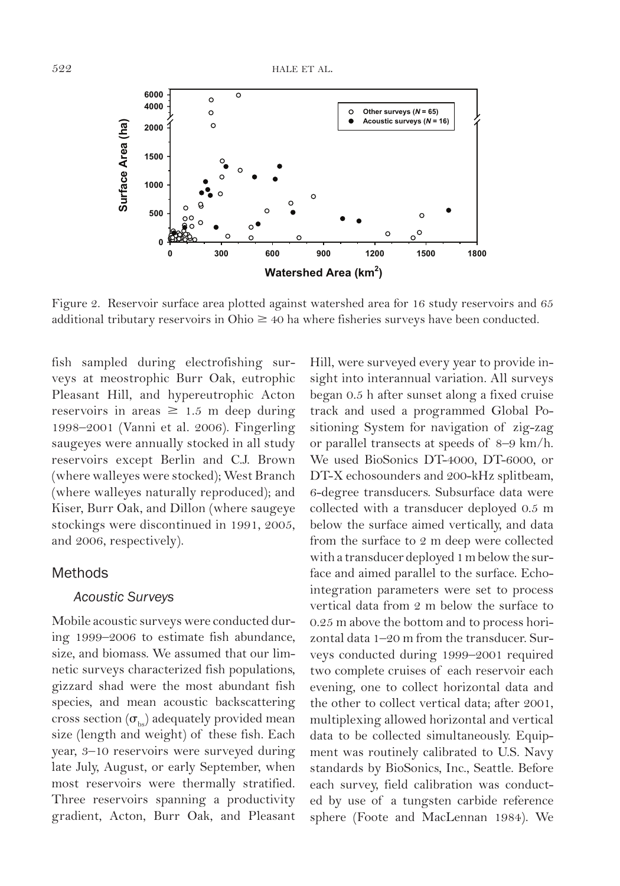Figure 2. Reservoir surface area plotted against watershed area for 16 study reservoirs and 65 additional tributary reservoirs in Ohio ≥ 40 ha where fisheries surveys have been conducted.

fish sampled during electrofishing surveys at meostrophic Burr Oak, eutrophic Pleasant Hill, and hypereutrophic Acton reservoirs in areas ≥ 1.5 m deep during 1998–2001 (Vanni et al. 2006). Fingerling saugeyes were annually stocked in all study reservoirs except Berlin and C.J. Brown (where walleyes were stocked); West Branch (where walleyes naturally reproduced); and Kiser, Burr Oak, and Dillon (where saugeye stockings were discontinued in 1991, 2005, and 2006, respectively).

## Methods

### *Acoustic Surveys*

Mobile acoustic surveys were conducted during 1999–2006 to estimate fish abundance, size, and biomass. We assumed that our limnetic surveys characterized fish populations, gizzard shad were the most abundant fish species, and mean acoustic backscattering cross section ($\sigma_{bs}$) adequately provided mean size (length and weight) of these fish. Each year, 3–10 reservoirs were surveyed during late July, August, or early September, when most reservoirs were thermally stratified. Three reservoirs spanning a productivity gradient, Acton, Burr Oak, and Pleasant Hill, were surveyed every year to provide insight into interannual variation. All surveys began 0.5 h after sunset along a fixed cruise track and used a programmed Global Positioning System for navigation of zig-zag or parallel transects at speeds of 8–9 km/h. We used BioSonics DT-4000, DT-6000, or DT-X echosounders and 200-kHz splitbeam, 6-degree transducers. Subsurface data were collected with a transducer deployed 0.5 m below the surface aimed vertically, and data from the surface to 2 m deep were collected with a transducer deployed 1 m below the surface and aimed parallel to the surface. Echo-integration parameters were set to process vertical data from 2 m below the surface to 0.25 m above the bottom and to process horizontal data 1–20 m from the transducer. Surveys conducted during 1999–2001 required two complete cruises of each reservoir each evening, one to collect horizontal data and the other to collect vertical data; after 2001, multiplexing allowed horizontal and vertical data to be collected simultaneously. Equipment was routinely calibrated to U.S. Navy standards by BioSonics, Inc., Seattle. Before each survey, field calibration was conducted by use of a tungsten carbide reference sphere (Foote and MacLennan 1984). We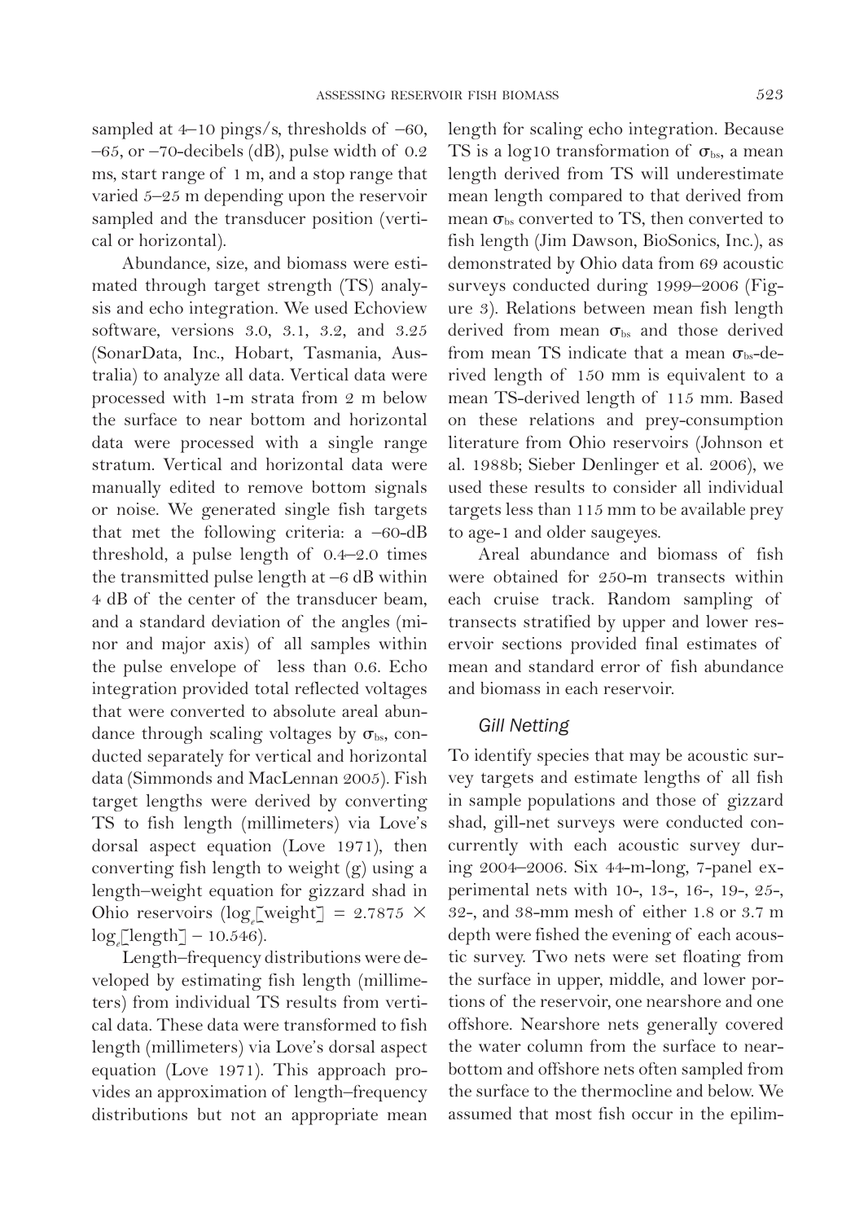sampled at 4–10 pings/s, thresholds of −60, −65, or −70-decibels (dB), pulse width of 0.2 ms, start range of 1 m, and a stop range that varied 5–25 m depending upon the reservoir sampled and the transducer position (vertical or horizontal).

Abundance, size, and biomass were estimated through target strength (TS) analysis and echo integration. We used Echoview software, versions 3.0, 3.1, 3.2, and 3.25 (SonarData, Inc., Hobart, Tasmania, Australia) to analyze all data. Vertical data were processed with 1-m strata from 2 m below the surface to near bottom and horizontal data were processed with a single range stratum. Vertical and horizontal data were manually edited to remove bottom signals or noise. We generated single fish targets that met the following criteria: a −60-dB threshold, a pulse length of 0.4–2.0 times the transmitted pulse length at −6 dB within 4 dB of the center of the transducer beam, and a standard deviation of the angles (minor and major axis) of all samples within the pulse envelope of less than 0.6. Echo integration provided total reflected voltages that were converted to absolute areal abundance through scaling voltages by $\sigma_{bs}$, conducted separately for vertical and horizontal data (Simmonds and MacLennan 2005). Fish target lengths were derived by converting TS to fish length (millimeters) via Love's dorsal aspect equation (Love 1971), then converting fish length to weight (g) using a length–weight equation for gizzard shad in Ohio reservoirs ($\log_e$[weight] = 2.7875 × $\log_e$[length] − 10.546).

Length–frequency distributions were developed by estimating fish length (millimeters) from individual TS results from vertical data. These data were transformed to fish length (millimeters) via Love's dorsal aspect equation (Love 1971). This approach provides an approximation of length–frequency distributions but not an appropriate mean length for scaling echo integration. Because TS is a log10 transformation of $\sigma_{bs}$, a mean length derived from TS will underestimate mean length compared to that derived from mean $\sigma_{bs}$ converted to TS, then converted to fish length (Jim Dawson, BioSonics, Inc.), as demonstrated by Ohio data from 69 acoustic surveys conducted during 1999–2006 (Figure 3). Relations between mean fish length derived from mean $\sigma_{bs}$ and those derived from mean TS indicate that a mean $\sigma_{bs}$-derived length of 150 mm is equivalent to a mean TS-derived length of 115 mm. Based on these relations and prey-consumption literature from Ohio reservoirs (Johnson et al. 1988b; Sieber Denlinger et al. 2006), we used these results to consider all individual targets less than 115 mm to be available prey to age-1 and older saugeyes.

Areal abundance and biomass of fish were obtained for 250-m transects within each cruise track. Random sampling of transects stratified by upper and lower reservoir sections provided final estimates of mean and standard error of fish abundance and biomass in each reservoir.

### *Gill Netting*

To identify species that may be acoustic survey targets and estimate lengths of all fish in sample populations and those of gizzard shad, gill-net surveys were conducted concurrently with each acoustic survey during 2004–2006. Six 44-m-long, 7-panel experimental nets with 10-, 13-, 16-, 19-, 25-, 32-, and 38-mm mesh of either 1.8 or 3.7 m depth were fished the evening of each acoustic survey. Two nets were set floating from the surface in upper, middle, and lower portions of the reservoir, one nearshore and one offshore. Nearshore nets generally covered the water column from the surface to near-bottom and offshore nets often sampled from the surface to the thermocline and below. We assumed that most fish occur in the epilim-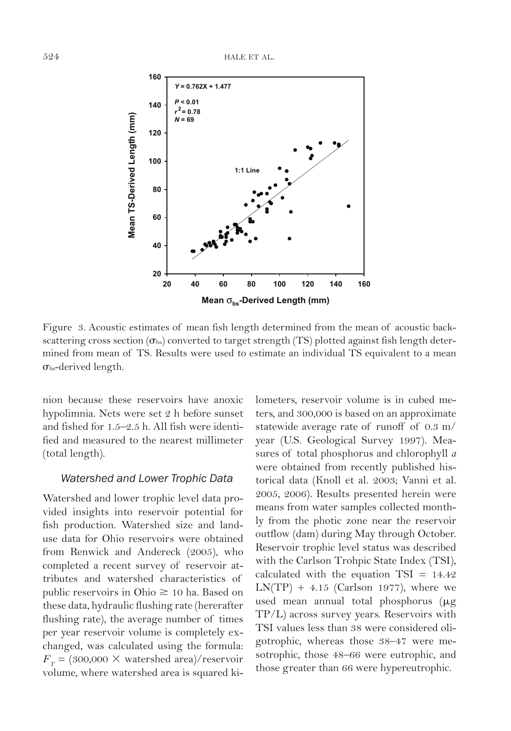Figure 3. Acoustic estimates of mean fish length determined from the mean of acoustic backscattering cross section ($\sigma_{bs}$) converted to target strength (TS) plotted against fish length determined from mean of TS. Results were used to estimate an individual TS equivalent to a mean $\sigma_{bs}$-derived length.

nion because these reservoirs have anoxic hypolimnia. Nets were set 2 h before sunset and fished for 1.5–2.5 h. All fish were identified and measured to the nearest millimeter (total length).

### *Watershed and Lower Trophic Data*

Watershed and lower trophic level data provided insights into reservoir potential for fish production. Watershed size and land-use data for Ohio reservoirs were obtained from Renwick and Andereck (2005), who completed a recent survey of reservoir attributes and watershed characteristics of public reservoirs in Ohio ≥ 10 ha. Based on these data, hydraulic flushing rate (hererafter flushing rate), the average number of times per year reservoir volume is completely exchanged, was calculated using the formula: $F_T$ = (300,000 × watershed area)/reservoir volume, where watershed area is squared kilometers, reservoir volume is in cubed meters, and 300,000 is based on an approximate statewide average rate of runoff of 0.3 m/year (U.S. Geological Survey 1997). Measures of total phosphorus and chlorophyll *a* were obtained from recently published historical data (Knoll et al. 2003; Vanni et al. 2005, 2006). Results presented herein were means from water samples collected monthly from the photic zone near the reservoir outflow (dam) during May through October. Reservoir trophic level status was described with the Carlson Trohpic State Index (TSI), calculated with the equation TSI = 14.42 LN(TP) + 4.15 (Carlson 1977), where we used mean annual total phosphorus (μg TP/L) across survey years. Reservoirs with TSI values less than 38 were considered oligotrophic, whereas those 38–47 were mesotrophic, those 48–66 were eutrophic, and those greater than 66 were hypereutrophic.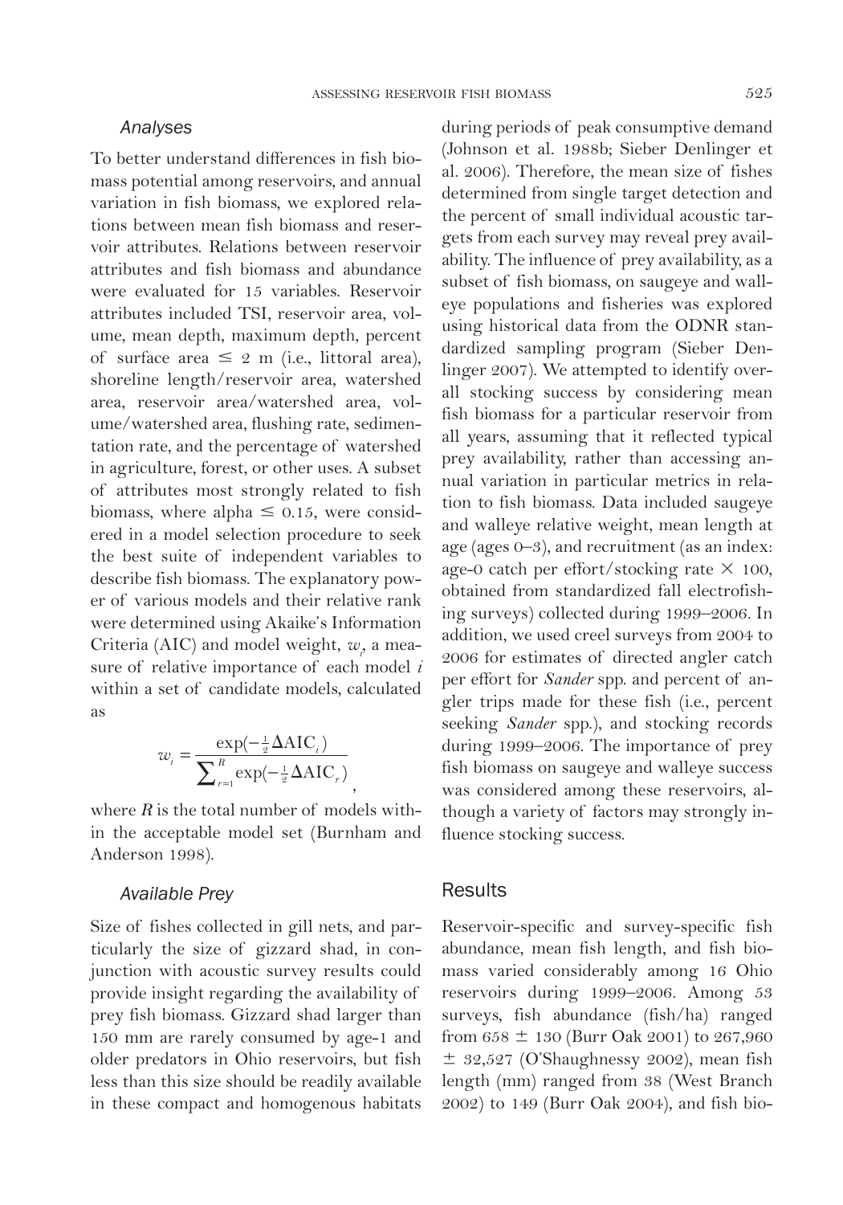### Analyses

To better understand differences in fish biomass potential among reservoirs, and annual variation in fish biomass, we explored relations between mean fish biomass and reservoir attributes. Relations between reservoir attributes and fish biomass and abundance were evaluated for 15 variables. Reservoir attributes included TSI, reservoir area, volume, mean depth, maximum depth, percent of surface area ≤ 2 m (i.e., littoral area), shoreline length/reservoir area, watershed area, reservoir area/watershed area, volume/watershed area, flushing rate, sedimentation rate, and the percentage of watershed in agriculture, forest, or other uses. A subset of attributes most strongly related to fish biomass, where alpha ≤ 0.15, were considered in a model selection procedure to seek the best suite of independent variables to describe fish biomass. The explanatory power of various models and their relative rank were determined using Akaike's Information Criteria (AIC) and model weight, $w_i$, a measure of relative importance of each model $i$ within a set of candidate models, calculated as

$$w_i = \frac{\exp(-\frac{1}{2}\Delta \text{AIC}_i)}{\sum_{r=1}^{R} \exp(-\frac{1}{2}\Delta \text{AIC}_r)},$$

where $R$ is the total number of models within the acceptable model set (Burnham and Anderson 1998).

### Available Prey

Size of fishes collected in gill nets, and particularly the size of gizzard shad, in conjunction with acoustic survey results could provide insight regarding the availability of prey fish biomass. Gizzard shad larger than 150 mm are rarely consumed by age-1 and older predators in Ohio reservoirs, but fish less than this size should be readily available in these compact and homogenous habitats during periods of peak consumptive demand (Johnson et al. 1988b; Sieber Denlinger et al. 2006). Therefore, the mean size of fishes determined from single target detection and the percent of small individual acoustic targets from each survey may reveal prey availability. The influence of prey availability, as a subset of fish biomass, on saugeye and walleye populations and fisheries was explored using historical data from the ODNR standardized sampling program (Sieber Denlinger 2007). We attempted to identify overall stocking success by considering mean fish biomass for a particular reservoir from all years, assuming that it reflected typical prey availability, rather than accessing annual variation in particular metrics in relation to fish biomass. Data included saugeye and walleye relative weight, mean length at age (ages 0–3), and recruitment (as an index: age-0 catch per effort/stocking rate × 100, obtained from standardized fall electrofishing surveys) collected during 1999–2006. In addition, we used creel surveys from 2004 to 2006 for estimates of directed angler catch per effort for *Sander* spp. and percent of angler trips made for these fish (i.e., percent seeking *Sander* spp.), and stocking records during 1999–2006. The importance of prey fish biomass on saugeye and walleye success was considered among these reservoirs, although a variety of factors may strongly influence stocking success.

## Results

Reservoir-specific and survey-specific fish abundance, mean fish length, and fish biomass varied considerably among 16 Ohio reservoirs during 1999–2006. Among 53 surveys, fish abundance (fish/ha) ranged from 658 ± 130 (Burr Oak 2001) to 267,960 ± 32,527 (O'Shaughnessy 2002), mean fish length (mm) ranged from 38 (West Branch 2002) to 149 (Burr Oak 2004), and fish bio-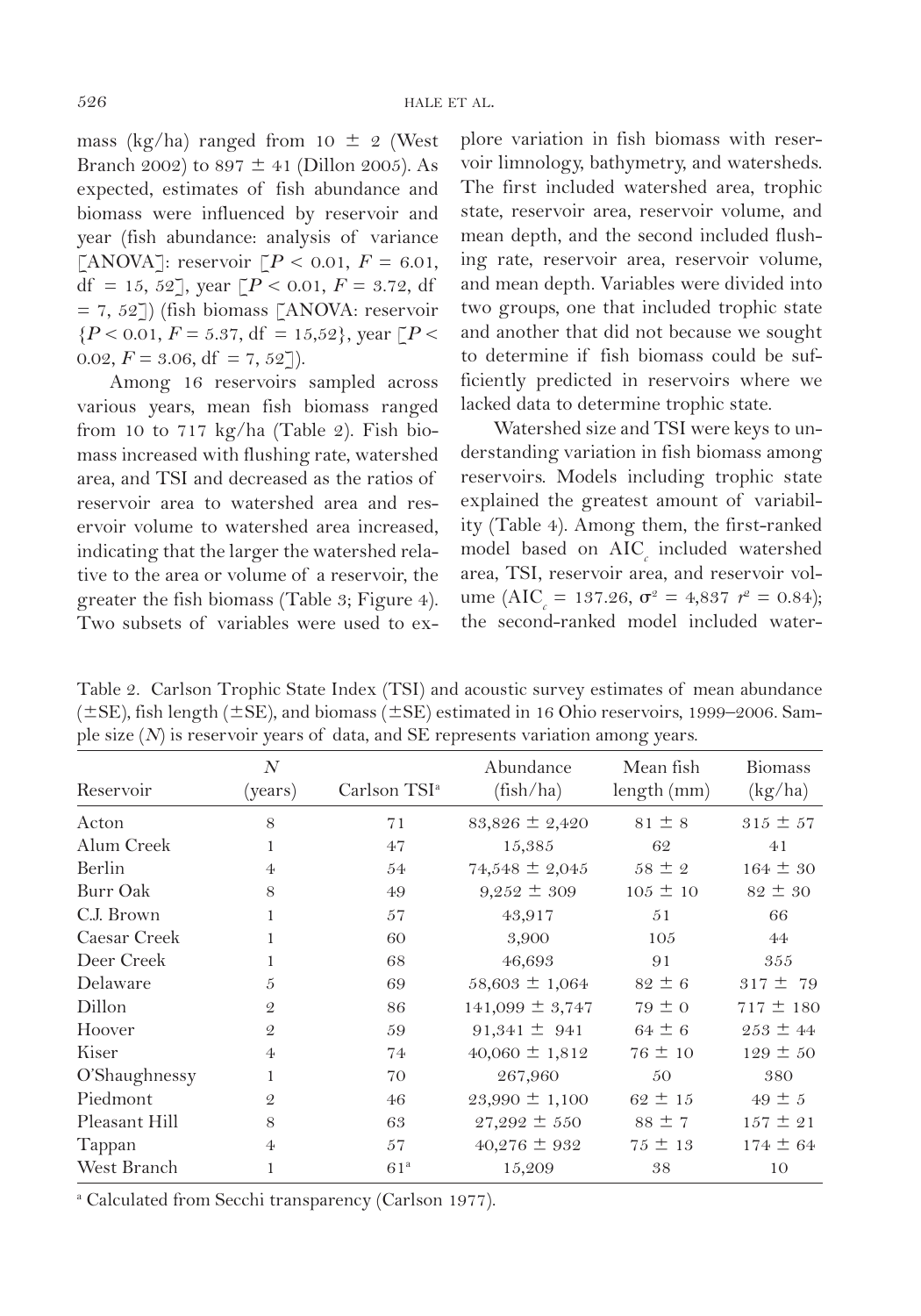mass (kg/ha) ranged from 10 ± 2 (West Branch 2002) to 897 ± 41 (Dillon 2005). As expected, estimates of fish abundance and biomass were influenced by reservoir and year (fish abundance: analysis of variance [ANOVA]: reservoir [$P < 0.01$, $F = 6.01$, df = 15, 52], year [$P < 0.01$, $F = 3.72$, df = 7, 52]) (fish biomass [ANOVA: reservoir {$P < 0.01$, $F = 5.37$, df = 15,52}, year [$P < 0.02$, $F = 3.06$, df = 7, 52]).

Among 16 reservoirs sampled across various years, mean fish biomass ranged from 10 to 717 kg/ha (Table 2). Fish biomass increased with flushing rate, watershed area, and TSI and decreased as the ratios of reservoir area to watershed area and reservoir volume to watershed area increased, indicating that the larger the watershed relative to the area or volume of a reservoir, the greater the fish biomass (Table 3; Figure 4). Two subsets of variables were used to explore variation in fish biomass with reservoir limnology, bathymetry, and watersheds. The first included watershed area, trophic state, reservoir area, reservoir volume, and mean depth, and the second included flushing rate, reservoir area, reservoir volume, and mean depth. Variables were divided into two groups, one that included trophic state and another that did not because we sought to determine if fish biomass could be sufficiently predicted in reservoirs where we lacked data to determine trophic state.

Watershed size and TSI were keys to understanding variation in fish biomass among reservoirs. Models including trophic state explained the greatest amount of variability (Table 4). Among them, the first-ranked model based on $AIC_c$ included watershed area, TSI, reservoir area, and reservoir volume ($AIC_c = 137.26$, $\sigma^2 = 4{,}837$ $r^2 = 0.84$); the second-ranked model included water-

Table 2. Carlson Trophic State Index (TSI) and acoustic survey estimates of mean abundance (±SE), fish length (±SE), and biomass (±SE) estimated in 16 Ohio reservoirs, 1999–2006. Sample size ($N$) is reservoir years of data, and SE represents variation among years.

| Reservoir | $N$ (years) | Carlson TSI[a] | Abundance (fish/ha) | Mean fish length (mm) | Biomass (kg/ha) |
|---|---|---|---|---|---|
| Acton | 8 | 71 | 83,826 ± 2,420 | 81 ± 8 | 315 ± 57 |
| Alum Creek | 1 | 47 | 15,385 | 62 | 41 |
| Berlin | 4 | 54 | 74,548 ± 2,045 | 58 ± 2 | 164 ± 30 |
| Burr Oak | 8 | 49 | 9,252 ± 309 | 105 ± 10 | 82 ± 30 |
| C.J. Brown | 1 | 57 | 43,917 | 51 | 66 |
| Caesar Creek | 1 | 60 | 3,900 | 105 | 44 |
| Deer Creek | 1 | 68 | 46,693 | 91 | 355 |
| Delaware | 5 | 69 | 58,603 ± 1,064 | 82 ± 6 | 317 ± 79 |
| Dillon | 2 | 86 | 141,099 ± 3,747 | 79 ± 0 | 717 ± 180 |
| Hoover | 2 | 59 | 91,341 ± 941 | 64 ± 6 | 253 ± 44 |
| Kiser | 4 | 74 | 40,060 ± 1,812 | 76 ± 10 | 129 ± 50 |
| O'Shaughnessy | 1 | 70 | 267,960 | 50 | 380 |
| Piedmont | 2 | 46 | 23,990 ± 1,100 | 62 ± 15 | 49 ± 5 |
| Pleasant Hill | 8 | 63 | 27,292 ± 550 | 88 ± 7 | 157 ± 21 |
| Tappan | 4 | 57 | 40,276 ± 932 | 75 ± 13 | 174 ± 64 |
| West Branch | 1 | 61[a] | 15,209 | 38 | 10 |

[a] Calculated from Secchi transparency (Carlson 1977).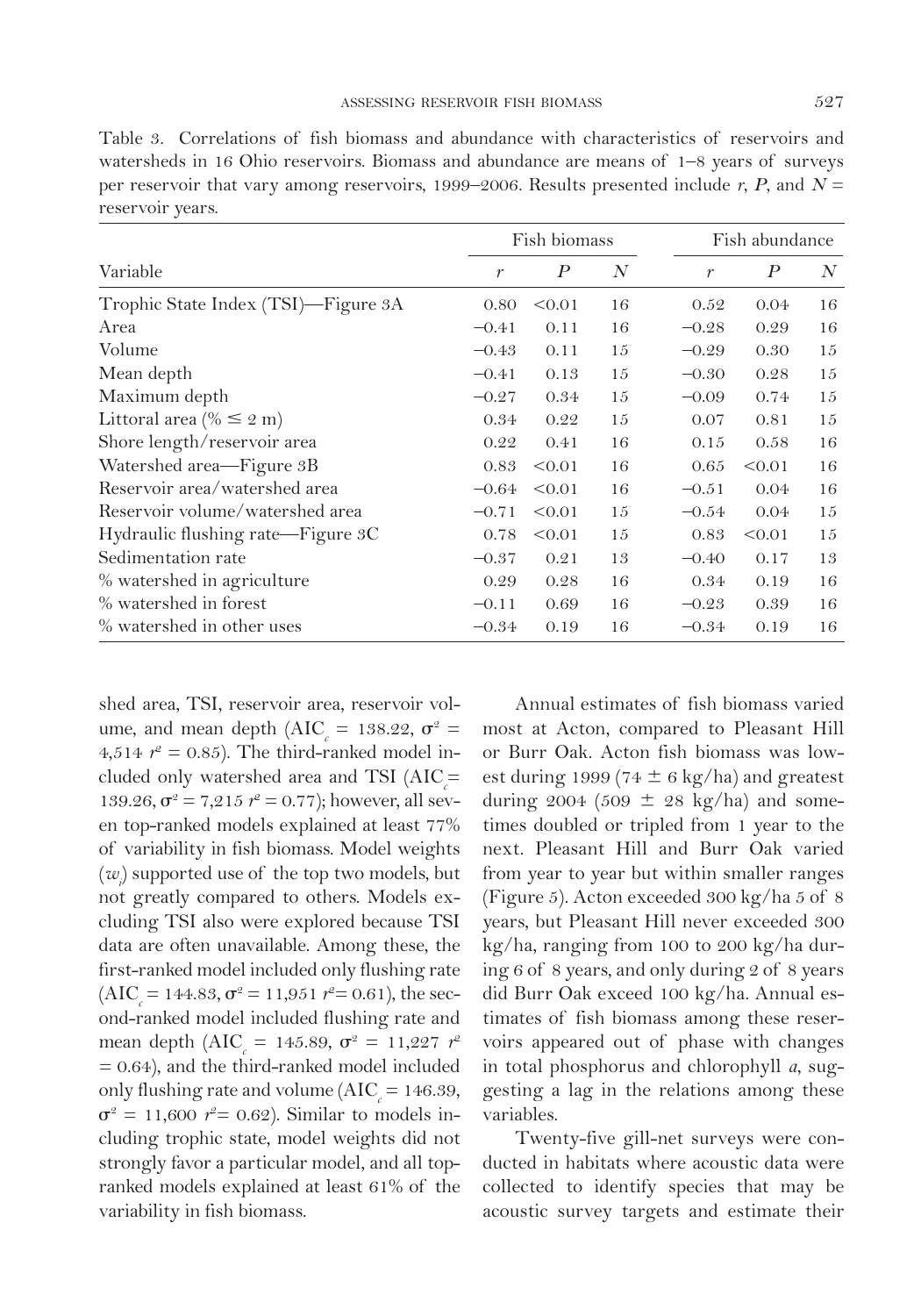Table 3. Correlations of fish biomass and abundance with characteristics of reservoirs and watersheds in 16 Ohio reservoirs. Biomass and abundance are means of 1–8 years of surveys per reservoir that vary among reservoirs, 1999–2006. Results presented include $r$, $P$, and $N$ = reservoir years.

| Variable | Fish biomass | | | Fish abundance | | |
|---|---|---|---|---|---|---|
| | $r$ | $P$ | $N$ | $r$ | $P$ | $N$ |
| Trophic State Index (TSI)—Figure 3A | 0.80 | <0.01 | 16 | 0.52 | 0.04 | 16 |
| Area | −0.41 | 0.11 | 16 | −0.28 | 0.29 | 16 |
| Volume | −0.43 | 0.11 | 15 | −0.29 | 0.30 | 15 |
| Mean depth | −0.41 | 0.13 | 15 | −0.30 | 0.28 | 15 |
| Maximum depth | −0.27 | 0.34 | 15 | −0.09 | 0.74 | 15 |
| Littoral area (% ≤ 2 m) | 0.34 | 0.22 | 15 | 0.07 | 0.81 | 15 |
| Shore length/reservoir area | 0.22 | 0.41 | 16 | 0.15 | 0.58 | 16 |
| Watershed area—Figure 3B | 0.83 | <0.01 | 16 | 0.65 | <0.01 | 16 |
| Reservoir area/watershed area | −0.64 | <0.01 | 16 | −0.51 | 0.04 | 16 |
| Reservoir volume/watershed area | −0.71 | <0.01 | 15 | −0.54 | 0.04 | 15 |
| Hydraulic flushing rate—Figure 3C | 0.78 | <0.01 | 15 | 0.83 | <0.01 | 15 |
| Sedimentation rate | −0.37 | 0.21 | 13 | −0.40 | 0.17 | 13 |
| % watershed in agriculture | 0.29 | 0.28 | 16 | 0.34 | 0.19 | 16 |
| % watershed in forest | −0.11 | 0.69 | 16 | −0.23 | 0.39 | 16 |
| % watershed in other uses | −0.34 | 0.19 | 16 | −0.34 | 0.19 | 16 |

shed area, TSI, reservoir area, reservoir volume, and mean depth ($AIC_c$ = 138.22, $\sigma^2$ = 4,514 $r^2$ = 0.85). The third-ranked model included only watershed area and TSI ($AIC_c$ = 139.26, $\sigma^2$ = 7,215 $r^2$ = 0.77); however, all seven top-ranked models explained at least 77% of variability in fish biomass. Model weights ($w_i$) supported use of the top two models, but not greatly compared to others. Models excluding TSI also were explored because TSI data are often unavailable. Among these, the first-ranked model included only flushing rate ($AIC_c$ = 144.83, $\sigma^2$ = 11,951 $r^2$ = 0.61), the second-ranked model included flushing rate and mean depth ($AIC_c$ = 145.89, $\sigma^2$ = 11,227 $r^2$ = 0.64), and the third-ranked model included only flushing rate and volume ($AIC_c$ = 146.39, $\sigma^2$ = 11,600 $r^2$ = 0.62). Similar to models including trophic state, model weights did not strongly favor a particular model, and all top-ranked models explained at least 61% of the variability in fish biomass.

Annual estimates of fish biomass varied most at Acton, compared to Pleasant Hill or Burr Oak. Acton fish biomass was lowest during 1999 (74 ± 6 kg/ha) and greatest during 2004 (509 ± 28 kg/ha) and sometimes doubled or tripled from 1 year to the next. Pleasant Hill and Burr Oak varied from year to year but within smaller ranges (Figure 5). Acton exceeded 300 kg/ha 5 of 8 years, but Pleasant Hill never exceeded 300 kg/ha, ranging from 100 to 200 kg/ha during 6 of 8 years, and only during 2 of 8 years did Burr Oak exceed 100 kg/ha. Annual estimates of fish biomass among these reservoirs appeared out of phase with changes in total phosphorus and chlorophyll *a*, suggesting a lag in the relations among these variables.

Twenty-five gill-net surveys were conducted in habitats where acoustic data were collected to identify species that may be acoustic survey targets and estimate their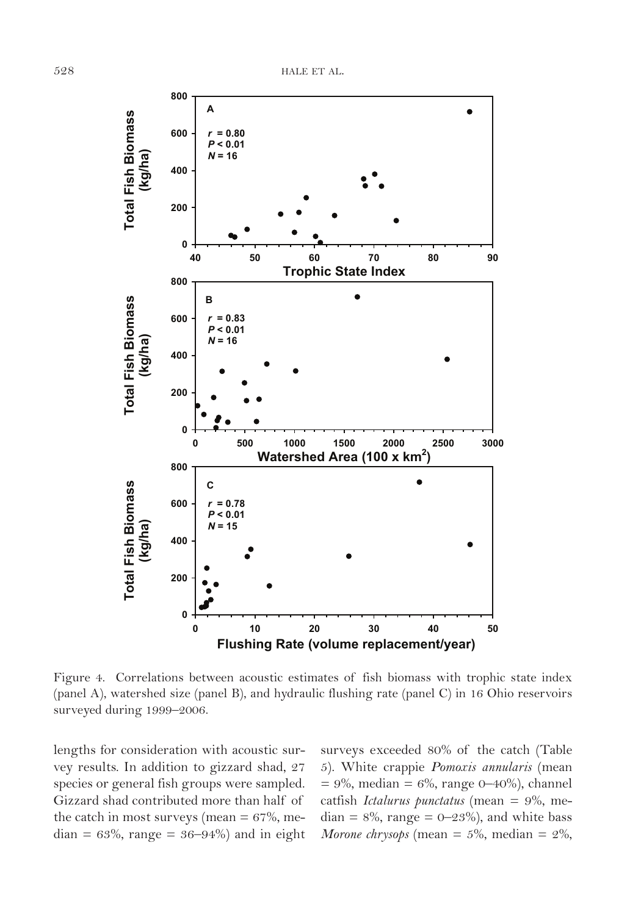Figure 4. Correlations between acoustic estimates of fish biomass with trophic state index (panel A), watershed size (panel B), and hydraulic flushing rate (panel C) in 16 Ohio reservoirs surveyed during 1999–2006.

lengths for consideration with acoustic survey results. In addition to gizzard shad, 27 species or general fish groups were sampled. Gizzard shad contributed more than half of the catch in most surveys (mean = 67%, median = 63%, range = 36–94%) and in eight surveys exceeded 80% of the catch (Table 5). White crappie *Pomoxis annularis* (mean = 9%, median = 6%, range 0–40%), channel catfish *Ictalurus punctatus* (mean = 9%, median = 8%, range = 0–23%), and white bass *Morone chrysops* (mean = 5%, median = 2%,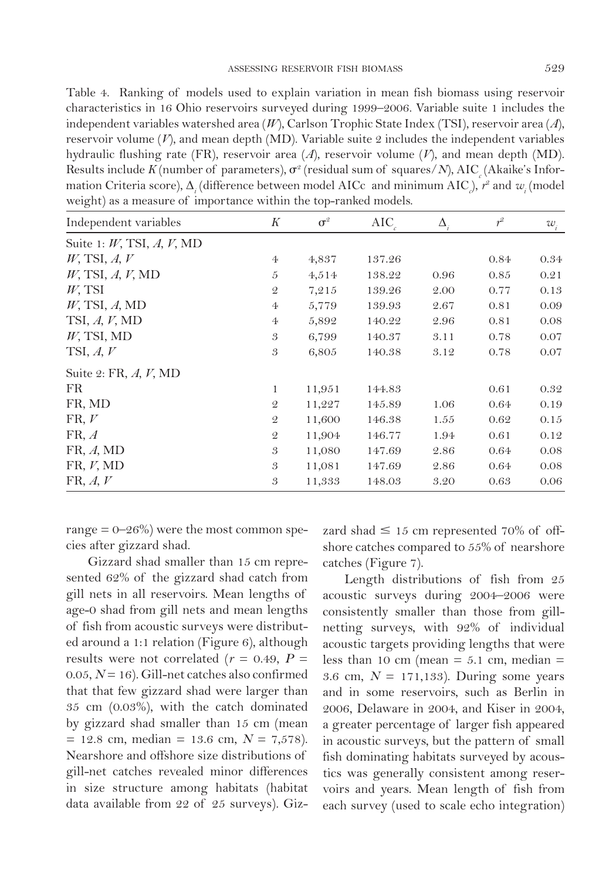Table 4. Ranking of models used to explain variation in mean fish biomass using reservoir characteristics in 16 Ohio reservoirs surveyed during 1999–2006. Variable suite 1 includes the independent variables watershed area ($W$), Carlson Trophic State Index (TSI), reservoir area ($A$), reservoir volume ($V$), and mean depth (MD). Variable suite 2 includes the independent variables hydraulic flushing rate (FR), reservoir area ($A$), reservoir volume ($V$), and mean depth (MD). Results include $K$ (number of parameters), $\sigma^2$ (residual sum of squares/$N$), $AIC_c$ (Akaike's Information Criteria score), $\Delta_i$ (difference between model AICc and minimum $AIC_c$), $r^2$ and $w_i$ (model weight) as a measure of importance within the top-ranked models.

| Independent variables | $K$ | $\sigma^2$ | $AIC_c$ | $\Delta_i$ | $r^2$ | $w_i$ |
|---|---|---|---|---|---|---|
| Suite 1: $W$, TSI, $A$, $V$, MD | | | | | | |
| $W$, TSI, $A$, $V$ | 4 | 4,837 | 137.26 | | 0.84 | 0.34 |
| $W$, TSI, $A$, $V$, MD | 5 | 4,514 | 138.22 | 0.96 | 0.85 | 0.21 |
| $W$, TSI | 2 | 7,215 | 139.26 | 2.00 | 0.77 | 0.13 |
| $W$, TSI, $A$, MD | 4 | 5,779 | 139.93 | 2.67 | 0.81 | 0.09 |
| TSI, $A$, $V$, MD | 4 | 5,892 | 140.22 | 2.96 | 0.81 | 0.08 |
| $W$, TSI, MD | 3 | 6,799 | 140.37 | 3.11 | 0.78 | 0.07 |
| TSI, $A$, $V$ | 3 | 6,805 | 140.38 | 3.12 | 0.78 | 0.07 |
| Suite 2: FR, $A$, $V$, MD | | | | | | |
| FR | 1 | 11,951 | 144.83 | | 0.61 | 0.32 |
| FR, MD | 2 | 11,227 | 145.89 | 1.06 | 0.64 | 0.19 |
| FR, $V$ | 2 | 11,600 | 146.38 | 1.55 | 0.62 | 0.15 |
| FR, $A$ | 2 | 11,904 | 146.77 | 1.94 | 0.61 | 0.12 |
| FR, $A$, MD | 3 | 11,080 | 147.69 | 2.86 | 0.64 | 0.08 |
| FR, $V$, MD | 3 | 11,081 | 147.69 | 2.86 | 0.64 | 0.08 |
| FR, $A$, $V$ | 3 | 11,333 | 148.03 | 3.20 | 0.63 | 0.06 |

range = 0–26%) were the most common species after gizzard shad.

Gizzard shad smaller than 15 cm represented 62% of the gizzard shad catch from gill nets in all reservoirs. Mean lengths of age-0 shad from gill nets and mean lengths of fish from acoustic surveys were distributed around a 1:1 relation (Figure 6), although results were not correlated ($r$ = 0.49, $P$ = 0.05, $N$ = 16). Gill-net catches also confirmed that that few gizzard shad were larger than 35 cm (0.03%), with the catch dominated by gizzard shad smaller than 15 cm (mean = 12.8 cm, median = 13.6 cm, $N$ = 7,578). Nearshore and offshore size distributions of gill-net catches revealed minor differences in size structure among habitats (habitat data available from 22 of 25 surveys). Gizzard shad ≤ 15 cm represented 70% of offshore catches compared to 55% of nearshore catches (Figure 7).

Length distributions of fish from 25 acoustic surveys during 2004–2006 were consistently smaller than those from gill-netting surveys, with 92% of individual acoustic targets providing lengths that were less than 10 cm (mean = 5.1 cm, median = 3.6 cm, $N$ = 171,133). During some years and in some reservoirs, such as Berlin in 2006, Delaware in 2004, and Kiser in 2004, a greater percentage of larger fish appeared in acoustic surveys, but the pattern of small fish dominating habitats surveyed by acoustics was generally consistent among reservoirs and years. Mean length of fish from each survey (used to scale echo integration)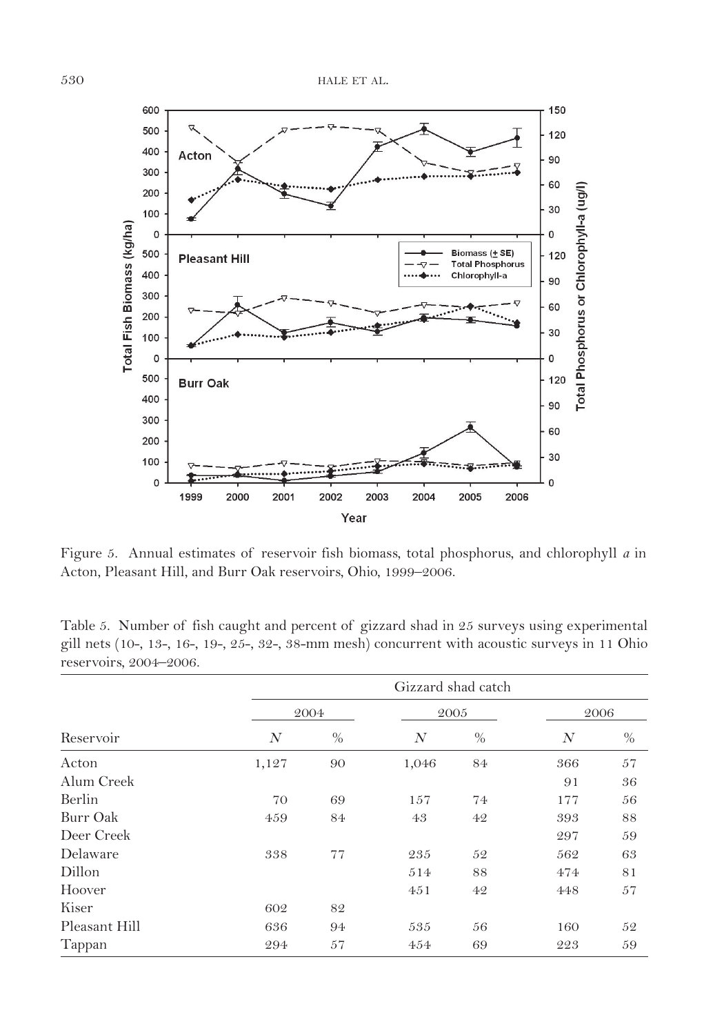Figure 5. Annual estimates of reservoir fish biomass, total phosphorus, and chlorophyll *a* in Acton, Pleasant Hill, and Burr Oak reservoirs, Ohio, 1999–2006.

Table 5. Number of fish caught and percent of gizzard shad in 25 surveys using experimental gill nets (10-, 13-, 16-, 19-, 25-, 32-, 38-mm mesh) concurrent with acoustic surveys in 11 Ohio reservoirs, 2004–2006.

| | Gizzard shad catch | | | | | |
|---|---|---|---|---|---|---|
| | 2004 | | 2005 | | 2006 | |
| Reservoir | *N* | % | *N* | % | *N* | % |
| Acton | 1,127 | 90 | 1,046 | 84 | 366 | 57 |
| Alum Creek | | | | | 91 | 36 |
| Berlin | 70 | 69 | 157 | 74 | 177 | 56 |
| Burr Oak | 459 | 84 | 43 | 42 | 393 | 88 |
| Deer Creek | | | | | 297 | 59 |
| Delaware | 338 | 77 | 235 | 52 | 562 | 63 |
| Dillon | | | 514 | 88 | 474 | 81 |
| Hoover | | | 451 | 42 | 448 | 57 |
| Kiser | 602 | 82 | | | | |
| Pleasant Hill | 636 | 94 | 535 | 56 | 160 | 52 |
| Tappan | 294 | 57 | 454 | 69 | 223 | 59 |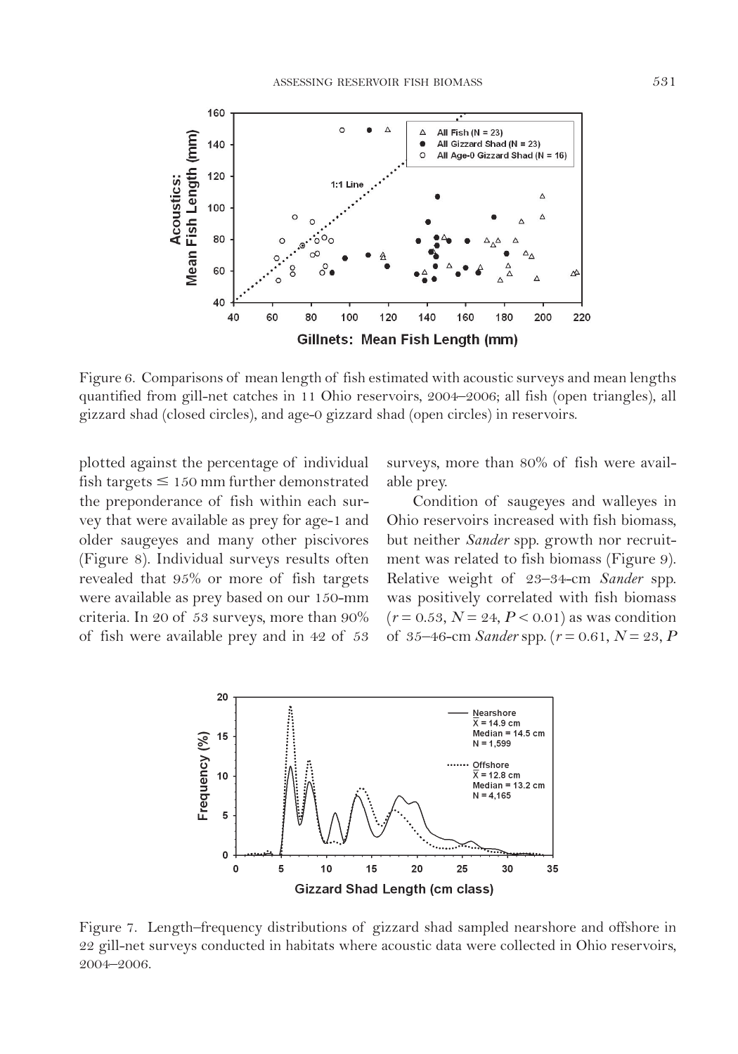Figure 6. Comparisons of mean length of fish estimated with acoustic surveys and mean lengths quantified from gill-net catches in 11 Ohio reservoirs, 2004–2006; all fish (open triangles), all gizzard shad (closed circles), and age-0 gizzard shad (open circles) in reservoirs.

plotted against the percentage of individual fish targets ≤ 150 mm further demonstrated the preponderance of fish within each survey that were available as prey for age-1 and older saugeyes and many other piscivores (Figure 8). Individual surveys results often revealed that 95% or more of fish targets were available as prey based on our 150-mm criteria. In 20 of 53 surveys, more than 90% of fish were available prey and in 42 of 53 surveys, more than 80% of fish were available prey.

Condition of saugeyes and walleyes in Ohio reservoirs increased with fish biomass, but neither *Sander* spp. growth nor recruitment was related to fish biomass (Figure 9). Relative weight of 23–34-cm *Sander* spp. was positively correlated with fish biomass ($r = 0.53$, $N = 24$, $P < 0.01$) as was condition of 35–46-cm *Sander* spp. ($r = 0.61$, $N = 23$, $P$

Figure 7. Length–frequency distributions of gizzard shad sampled nearshore and offshore in 22 gill-net surveys conducted in habitats where acoustic data were collected in Ohio reservoirs, 2004–2006.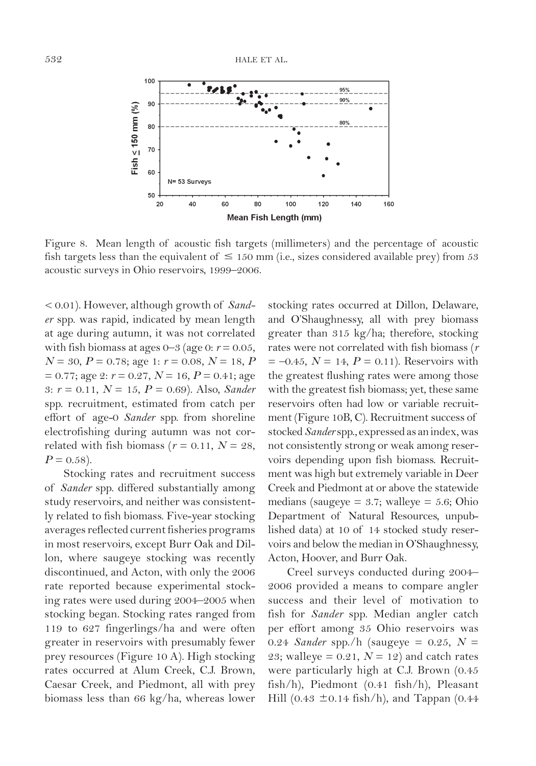Figure 8. Mean length of acoustic fish targets (millimeters) and the percentage of acoustic fish targets less than the equivalent of ≤ 150 mm (i.e., sizes considered available prey) from 53 acoustic surveys in Ohio reservoirs, 1999–2006.

< 0.01). However, although growth of *Sander* spp. was rapid, indicated by mean length at age during autumn, it was not correlated with fish biomass at ages 0–3 (age 0: $r = 0.05$, $N = 30$, $P = 0.78$; age 1: $r = 0.08$, $N = 18$, $P = 0.77$; age 2: $r = 0.27$, $N = 16$, $P = 0.41$; age 3: $r = 0.11$, $N = 15$, $P = 0.69$). Also, *Sander* spp. recruitment, estimated from catch per effort of age-0 *Sander* spp. from shoreline electrofishing during autumn was not correlated with fish biomass ($r = 0.11$, $N = 28$, $P = 0.58$).

Stocking rates and recruitment success of *Sander* spp. differed substantially among study reservoirs, and neither was consistently related to fish biomass. Five-year stocking averages reflected current fisheries programs in most reservoirs, except Burr Oak and Dillon, where saugeye stocking was recently discontinued, and Acton, with only the 2006 rate reported because experimental stocking rates were used during 2004–2005 when stocking began. Stocking rates ranged from 119 to 627 fingerlings/ha and were often greater in reservoirs with presumably fewer prey resources (Figure 10 A). High stocking rates occurred at Alum Creek, C.J. Brown, Caesar Creek, and Piedmont, all with prey biomass less than 66 kg/ha, whereas lower stocking rates occurred at Dillon, Delaware, and O'Shaughnessy, all with prey biomass greater than 315 kg/ha; therefore, stocking rates were not correlated with fish biomass ($r = -0.45$, $N = 14$, $P = 0.11$). Reservoirs with the greatest flushing rates were among those with the greatest fish biomass; yet, these same reservoirs often had low or variable recruitment (Figure 10B, C). Recruitment success of stocked *Sander* spp., expressed as an index, was not consistently strong or weak among reservoirs depending upon fish biomass. Recruitment was high but extremely variable in Deer Creek and Piedmont at or above the statewide medians (saugeye = 3.7; walleye = 5.6; Ohio Department of Natural Resources, unpublished data) at 10 of 14 stocked study reservoirs and below the median in O'Shaughnessy, Acton, Hoover, and Burr Oak.

Creel surveys conducted during 2004–2006 provided a means to compare angler success and their level of motivation to fish for *Sander* spp. Median angler catch per effort among 35 Ohio reservoirs was 0.24 *Sander* spp./h (saugeye = 0.25, $N = 23$; walleye = 0.21, $N = 12$) and catch rates were particularly high at C.J. Brown (0.45 fish/h), Piedmont (0.41 fish/h), Pleasant Hill (0.43 ±0.14 fish/h), and Tappan (0.44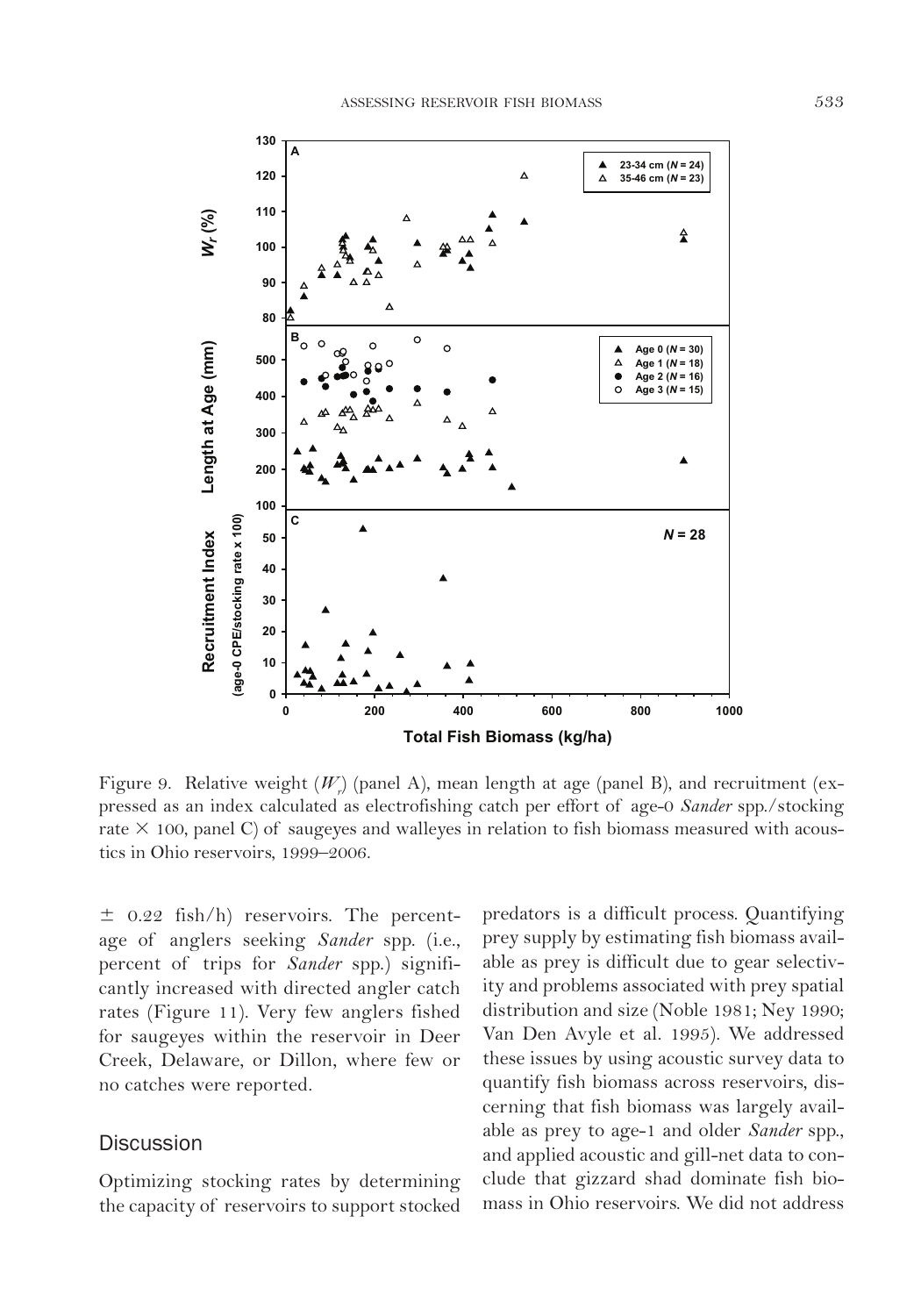Figure 9. Relative weight ($W_r$) (panel A), mean length at age (panel B), and recruitment (expressed as an index calculated as electrofishing catch per effort of age-0 *Sander* spp./stocking rate × 100, panel C) of saugeyes and walleyes in relation to fish biomass measured with acoustics in Ohio reservoirs, 1999–2006.

± 0.22 fish/h) reservoirs. The percentage of anglers seeking *Sander* spp. (i.e., percent of trips for *Sander* spp.) significantly increased with directed angler catch rates (Figure 11). Very few anglers fished for saugeyes within the reservoir in Deer Creek, Delaware, or Dillon, where few or no catches were reported.

## Discussion

Optimizing stocking rates by determining the capacity of reservoirs to support stocked predators is a difficult process. Quantifying prey supply by estimating fish biomass available as prey is difficult due to gear selectivity and problems associated with prey spatial distribution and size (Noble 1981; Ney 1990; Van Den Avyle et al. 1995). We addressed these issues by using acoustic survey data to quantify fish biomass across reservoirs, discerning that fish biomass was largely available as prey to age-1 and older *Sander* spp., and applied acoustic and gill-net data to conclude that gizzard shad dominate fish biomass in Ohio reservoirs. We did not address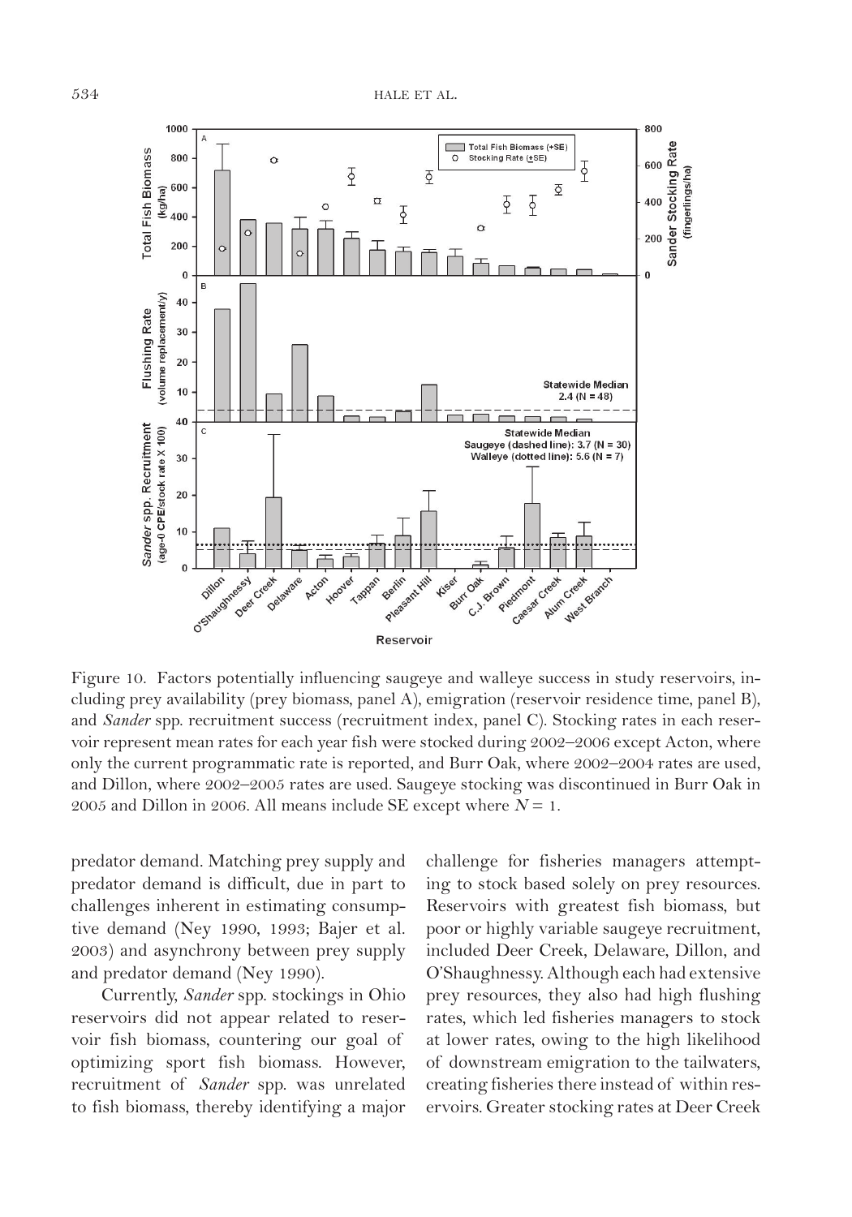Figure 10. Factors potentially influencing saugeye and walleye success in study reservoirs, including prey availability (prey biomass, panel A), emigration (reservoir residence time, panel B), and *Sander* spp. recruitment success (recruitment index, panel C). Stocking rates in each reservoir represent mean rates for each year fish were stocked during 2002–2006 except Acton, where only the current programmatic rate is reported, and Burr Oak, where 2002–2004 rates are used, and Dillon, where 2002–2005 rates are used. Saugeye stocking was discontinued in Burr Oak in 2005 and Dillon in 2006. All means include SE except where $N = 1$.

predator demand. Matching prey supply and predator demand is difficult, due in part to challenges inherent in estimating consumptive demand (Ney 1990, 1993; Bajer et al. 2003) and asynchrony between prey supply and predator demand (Ney 1990).

Currently, *Sander* spp. stockings in Ohio reservoirs did not appear related to reservoir fish biomass, countering our goal of optimizing sport fish biomass. However, recruitment of *Sander* spp. was unrelated to fish biomass, thereby identifying a major challenge for fisheries managers attempting to stock based solely on prey resources. Reservoirs with greatest fish biomass, but poor or highly variable saugeye recruitment, included Deer Creek, Delaware, Dillon, and O'Shaughnessy. Although each had extensive prey resources, they also had high flushing rates, which led fisheries managers to stock at lower rates, owing to the high likelihood of downstream emigration to the tailwaters, creating fisheries there instead of within reservoirs. Greater stocking rates at Deer Creek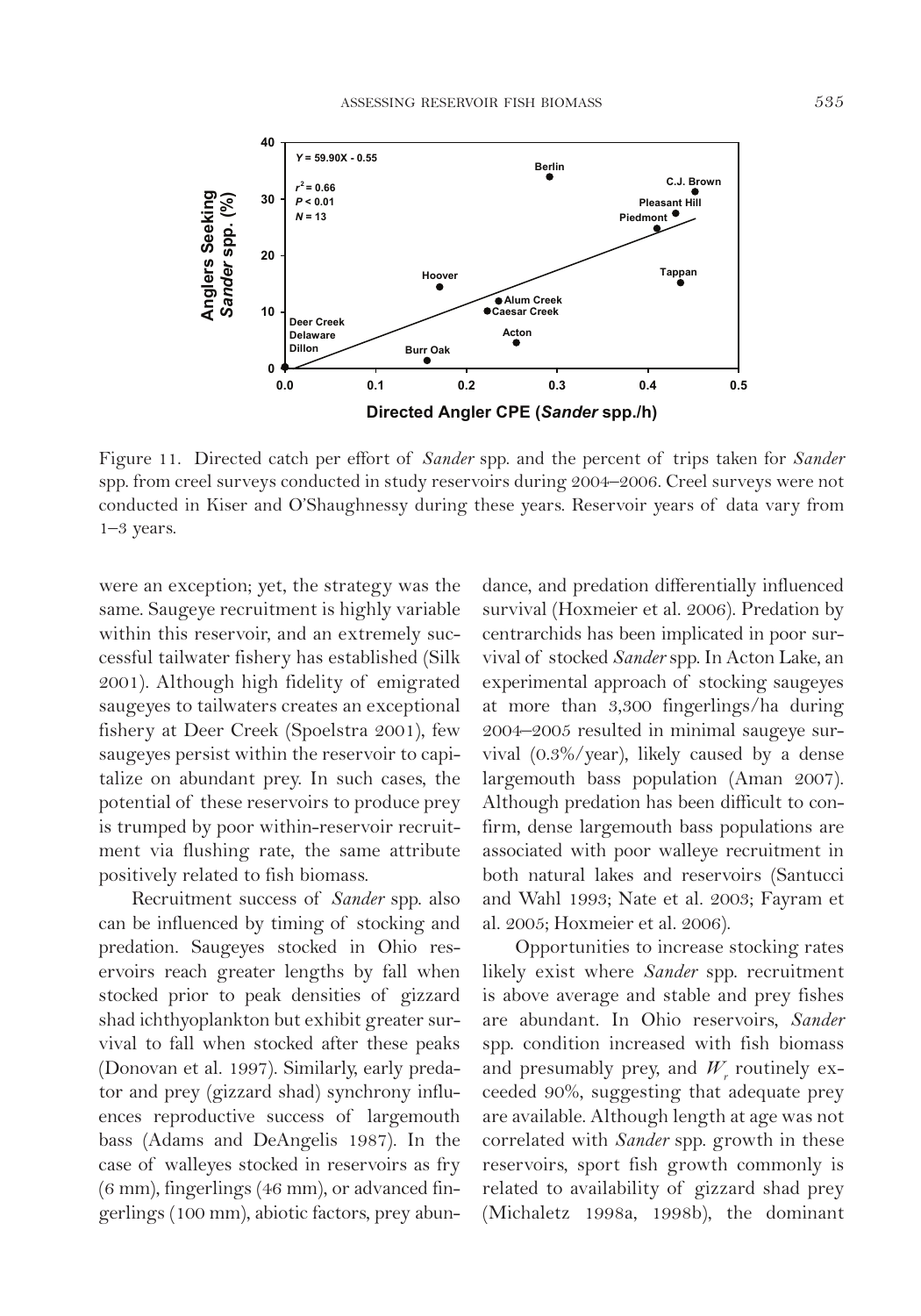Figure 11. Directed catch per effort of *Sander* spp. and the percent of trips taken for *Sander* spp. from creel surveys conducted in study reservoirs during 2004–2006. Creel surveys were not conducted in Kiser and O'Shaughnessy during these years. Reservoir years of data vary from 1–3 years.

were an exception; yet, the strategy was the same. Saugeye recruitment is highly variable within this reservoir, and an extremely successful tailwater fishery has established (Silk 2001). Although high fidelity of emigrated saugeyes to tailwaters creates an exceptional fishery at Deer Creek (Spoelstra 2001), few saugeyes persist within the reservoir to capitalize on abundant prey. In such cases, the potential of these reservoirs to produce prey is trumped by poor within-reservoir recruitment via flushing rate, the same attribute positively related to fish biomass.

Recruitment success of *Sander* spp. also can be influenced by timing of stocking and predation. Saugeyes stocked in Ohio reservoirs reach greater lengths by fall when stocked prior to peak densities of gizzard shad ichthyoplankton but exhibit greater survival to fall when stocked after these peaks (Donovan et al. 1997). Similarly, early predator and prey (gizzard shad) synchrony influences reproductive success of largemouth bass (Adams and DeAngelis 1987). In the case of walleyes stocked in reservoirs as fry (6 mm), fingerlings (46 mm), or advanced fingerlings (100 mm), abiotic factors, prey abundance, and predation differentially influenced survival (Hoxmeier et al. 2006). Predation by centrarchids has been implicated in poor survival of stocked *Sander* spp. In Acton Lake, an experimental approach of stocking saugeyes at more than 3,300 fingerlings/ha during 2004–2005 resulted in minimal saugeye survival (0.3%/year), likely caused by a dense largemouth bass population (Aman 2007). Although predation has been difficult to confirm, dense largemouth bass populations are associated with poor walleye recruitment in both natural lakes and reservoirs (Santucci and Wahl 1993; Nate et al. 2003; Fayram et al. 2005; Hoxmeier et al. 2006).

Opportunities to increase stocking rates likely exist where *Sander* spp. recruitment is above average and stable and prey fishes are abundant. In Ohio reservoirs, *Sander* spp. condition increased with fish biomass and presumably prey, and $W_r$ routinely exceeded 90%, suggesting that adequate prey are available. Although length at age was not correlated with *Sander* spp. growth in these reservoirs, sport fish growth commonly is related to availability of gizzard shad prey (Michaletz 1998a, 1998b), the dominant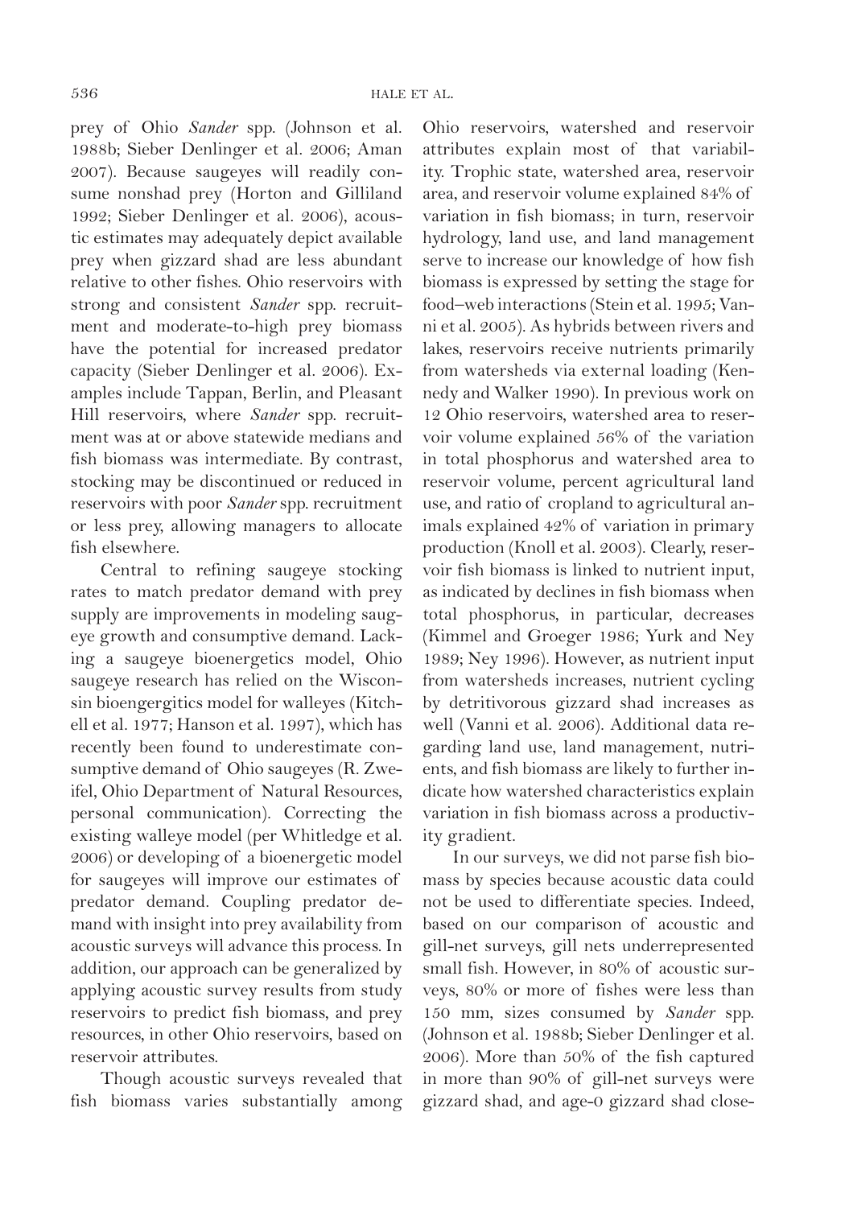prey of Ohio *Sander* spp. (Johnson et al. 1988b; Sieber Denlinger et al. 2006; Aman 2007). Because saugeyes will readily consume nonshad prey (Horton and Gilliland 1992; Sieber Denlinger et al. 2006), acoustic estimates may adequately depict available prey when gizzard shad are less abundant relative to other fishes. Ohio reservoirs with strong and consistent *Sander* spp. recruitment and moderate-to-high prey biomass have the potential for increased predator capacity (Sieber Denlinger et al. 2006). Examples include Tappan, Berlin, and Pleasant Hill reservoirs, where *Sander* spp. recruitment was at or above statewide medians and fish biomass was intermediate. By contrast, stocking may be discontinued or reduced in reservoirs with poor *Sander* spp. recruitment or less prey, allowing managers to allocate fish elsewhere.

Central to refining saugeye stocking rates to match predator demand with prey supply are improvements in modeling saugeye growth and consumptive demand. Lacking a saugeye bioenergetics model, Ohio saugeye research has relied on the Wisconsin bioengergitics model for walleyes (Kitchell et al. 1977; Hanson et al. 1997), which has recently been found to underestimate consumptive demand of Ohio saugeyes (R. Zweifel, Ohio Department of Natural Resources, personal communication). Correcting the existing walleye model (per Whitledge et al. 2006) or developing of a bioenergetic model for saugeyes will improve our estimates of predator demand. Coupling predator demand with insight into prey availability from acoustic surveys will advance this process. In addition, our approach can be generalized by applying acoustic survey results from study reservoirs to predict fish biomass, and prey resources, in other Ohio reservoirs, based on reservoir attributes.

Though acoustic surveys revealed that fish biomass varies substantially among Ohio reservoirs, watershed and reservoir attributes explain most of that variability. Trophic state, watershed area, reservoir area, and reservoir volume explained 84% of variation in fish biomass; in turn, reservoir hydrology, land use, and land management serve to increase our knowledge of how fish biomass is expressed by setting the stage for food–web interactions (Stein et al. 1995; Vanni et al. 2005). As hybrids between rivers and lakes, reservoirs receive nutrients primarily from watersheds via external loading (Kennedy and Walker 1990). In previous work on 12 Ohio reservoirs, watershed area to reservoir volume explained 56% of the variation in total phosphorus and watershed area to reservoir volume, percent agricultural land use, and ratio of cropland to agricultural animals explained 42% of variation in primary production (Knoll et al. 2003). Clearly, reservoir fish biomass is linked to nutrient input, as indicated by declines in fish biomass when total phosphorus, in particular, decreases (Kimmel and Groeger 1986; Yurk and Ney 1989; Ney 1996). However, as nutrient input from watersheds increases, nutrient cycling by detritivorous gizzard shad increases as well (Vanni et al. 2006). Additional data regarding land use, land management, nutrients, and fish biomass are likely to further indicate how watershed characteristics explain variation in fish biomass across a productivity gradient.

In our surveys, we did not parse fish biomass by species because acoustic data could not be used to differentiate species. Indeed, based on our comparison of acoustic and gill-net surveys, gill nets underrepresented small fish. However, in 80% of acoustic surveys, 80% or more of fishes were less than 150 mm, sizes consumed by *Sander* spp. (Johnson et al. 1988b; Sieber Denlinger et al. 2006). More than 50% of the fish captured in more than 90% of gill-net surveys were gizzard shad, and age-0 gizzard shad close-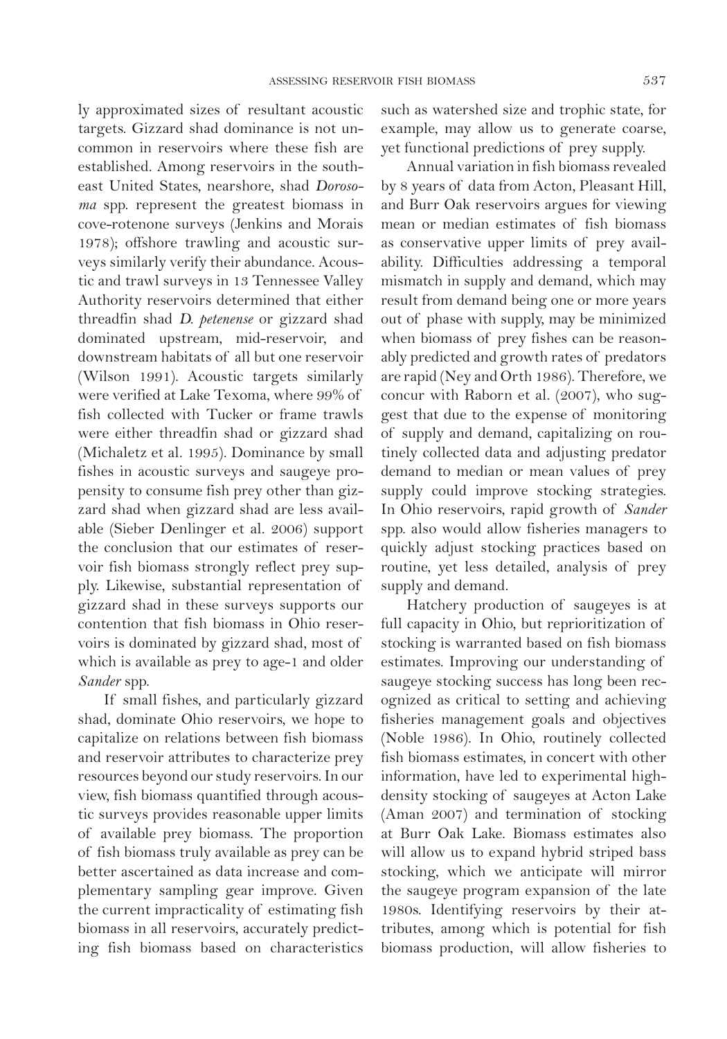ly approximated sizes of resultant acoustic targets. Gizzard shad dominance is not uncommon in reservoirs where these fish are established. Among reservoirs in the southeast United States, nearshore, shad *Dorosoma* spp. represent the greatest biomass in cove-rotenone surveys (Jenkins and Morais 1978); offshore trawling and acoustic surveys similarly verify their abundance. Acoustic and trawl surveys in 13 Tennessee Valley Authority reservoirs determined that either threadfin shad *D. petenense* or gizzard shad dominated upstream, mid-reservoir, and downstream habitats of all but one reservoir (Wilson 1991). Acoustic targets similarly were verified at Lake Texoma, where 99% of fish collected with Tucker or frame trawls were either threadfin shad or gizzard shad (Michaletz et al. 1995). Dominance by small fishes in acoustic surveys and saugeye propensity to consume fish prey other than gizzard shad when gizzard shad are less available (Sieber Denlinger et al. 2006) support the conclusion that our estimates of reservoir fish biomass strongly reflect prey supply. Likewise, substantial representation of gizzard shad in these surveys supports our contention that fish biomass in Ohio reservoirs is dominated by gizzard shad, most of which is available as prey to age-1 and older *Sander* spp.

If small fishes, and particularly gizzard shad, dominate Ohio reservoirs, we hope to capitalize on relations between fish biomass and reservoir attributes to characterize prey resources beyond our study reservoirs. In our view, fish biomass quantified through acoustic surveys provides reasonable upper limits of available prey biomass. The proportion of fish biomass truly available as prey can be better ascertained as data increase and complementary sampling gear improve. Given the current impracticality of estimating fish biomass in all reservoirs, accurately predicting fish biomass based on characteristics such as watershed size and trophic state, for example, may allow us to generate coarse, yet functional predictions of prey supply.

Annual variation in fish biomass revealed by 8 years of data from Acton, Pleasant Hill, and Burr Oak reservoirs argues for viewing mean or median estimates of fish biomass as conservative upper limits of prey availability. Difficulties addressing a temporal mismatch in supply and demand, which may result from demand being one or more years out of phase with supply, may be minimized when biomass of prey fishes can be reasonably predicted and growth rates of predators are rapid (Ney and Orth 1986). Therefore, we concur with Raborn et al. (2007), who suggest that due to the expense of monitoring of supply and demand, capitalizing on routinely collected data and adjusting predator demand to median or mean values of prey supply could improve stocking strategies. In Ohio reservoirs, rapid growth of *Sander* spp. also would allow fisheries managers to quickly adjust stocking practices based on routine, yet less detailed, analysis of prey supply and demand.

Hatchery production of saugeyes is at full capacity in Ohio, but reprioritization of stocking is warranted based on fish biomass estimates. Improving our understanding of saugeye stocking success has long been recognized as critical to setting and achieving fisheries management goals and objectives (Noble 1986). In Ohio, routinely collected fish biomass estimates, in concert with other information, have led to experimental high-density stocking of saugeyes at Acton Lake (Aman 2007) and termination of stocking at Burr Oak Lake. Biomass estimates also will allow us to expand hybrid striped bass stocking, which we anticipate will mirror the saugeye program expansion of the late 1980s. Identifying reservoirs by their attributes, among which is potential for fish biomass production, will allow fisheries to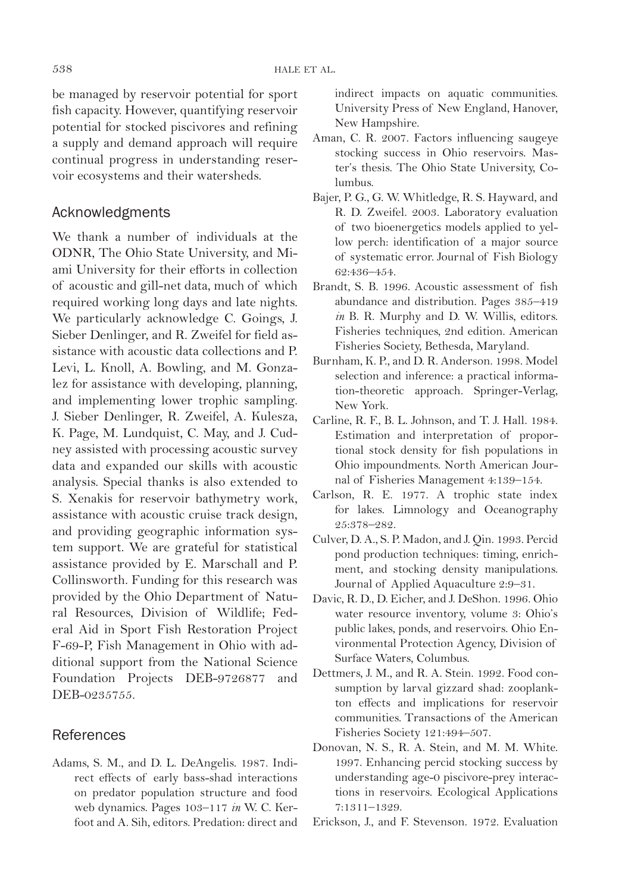be managed by reservoir potential for sport fish capacity. However, quantifying reservoir potential for stocked piscivores and refining a supply and demand approach will require continual progress in understanding reservoir ecosystems and their watersheds.

## Acknowledgments

We thank a number of individuals at the ODNR, The Ohio State University, and Miami University for their efforts in collection of acoustic and gill-net data, much of which required working long days and late nights. We particularly acknowledge C. Goings, J. Sieber Denlinger, and R. Zweifel for field assistance with acoustic data collections and P. Levi, L. Knoll, A. Bowling, and M. Gonzalez for assistance with developing, planning, and implementing lower trophic sampling. J. Sieber Denlinger, R. Zweifel, A. Kulesza, K. Page, M. Lundquist, C. May, and J. Cudney assisted with processing acoustic survey data and expanded our skills with acoustic analysis. Special thanks is also extended to S. Xenakis for reservoir bathymetry work, assistance with acoustic cruise track design, and providing geographic information system support. We are grateful for statistical assistance provided by E. Marschall and P. Collinsworth. Funding for this research was provided by the Ohio Department of Natural Resources, Division of Wildlife; Federal Aid in Sport Fish Restoration Project F-69-P, Fish Management in Ohio with additional support from the National Science Foundation Projects DEB-9726877 and DEB-0235755.

## References

Adams, S. M., and D. L. DeAngelis. 1987. Indirect effects of early bass-shad interactions on predator population structure and food web dynamics. Pages 103–117 *in* W. C. Kerfoot and A. Sih, editors. Predation: direct and indirect impacts on aquatic communities. University Press of New England, Hanover, New Hampshire.

Aman, C. R. 2007. Factors influencing saugeye stocking success in Ohio reservoirs. Master's thesis. The Ohio State University, Columbus.

Bajer, P. G., G. W. Whitledge, R. S. Hayward, and R. D. Zweifel. 2003. Laboratory evaluation of two bioenergetics models applied to yellow perch: identification of a major source of systematic error. Journal of Fish Biology 62:436–454.

Brandt, S. B. 1996. Acoustic assessment of fish abundance and distribution. Pages 385–419 *in* B. R. Murphy and D. W. Willis, editors. Fisheries techniques, 2nd edition. American Fisheries Society, Bethesda, Maryland.

Burnham, K. P., and D. R. Anderson. 1998. Model selection and inference: a practical information-theoretic approach. Springer-Verlag, New York.

Carline, R. F., B. L. Johnson, and T. J. Hall. 1984. Estimation and interpretation of proportional stock density for fish populations in Ohio impoundments. North American Journal of Fisheries Management 4:139–154.

Carlson, R. E. 1977. A trophic state index for lakes. Limnology and Oceanography 25:378–282.

Culver, D. A., S. P. Madon, and J. Qin. 1993. Percid pond production techniques: timing, enrichment, and stocking density manipulations. Journal of Applied Aquaculture 2:9–31.

Davic, R. D., D. Eicher, and J. DeShon. 1996. Ohio water resource inventory, volume 3: Ohio's public lakes, ponds, and reservoirs. Ohio Environmental Protection Agency, Division of Surface Waters, Columbus.

Dettmers, J. M., and R. A. Stein. 1992. Food consumption by larval gizzard shad: zooplankton effects and implications for reservoir communities. Transactions of the American Fisheries Society 121:494–507.

Donovan, N. S., R. A. Stein, and M. M. White. 1997. Enhancing percid stocking success by understanding age-0 piscivore-prey interactions in reservoirs. Ecological Applications 7:1311–1329.

Erickson, J., and F. Stevenson. 1972. Evaluation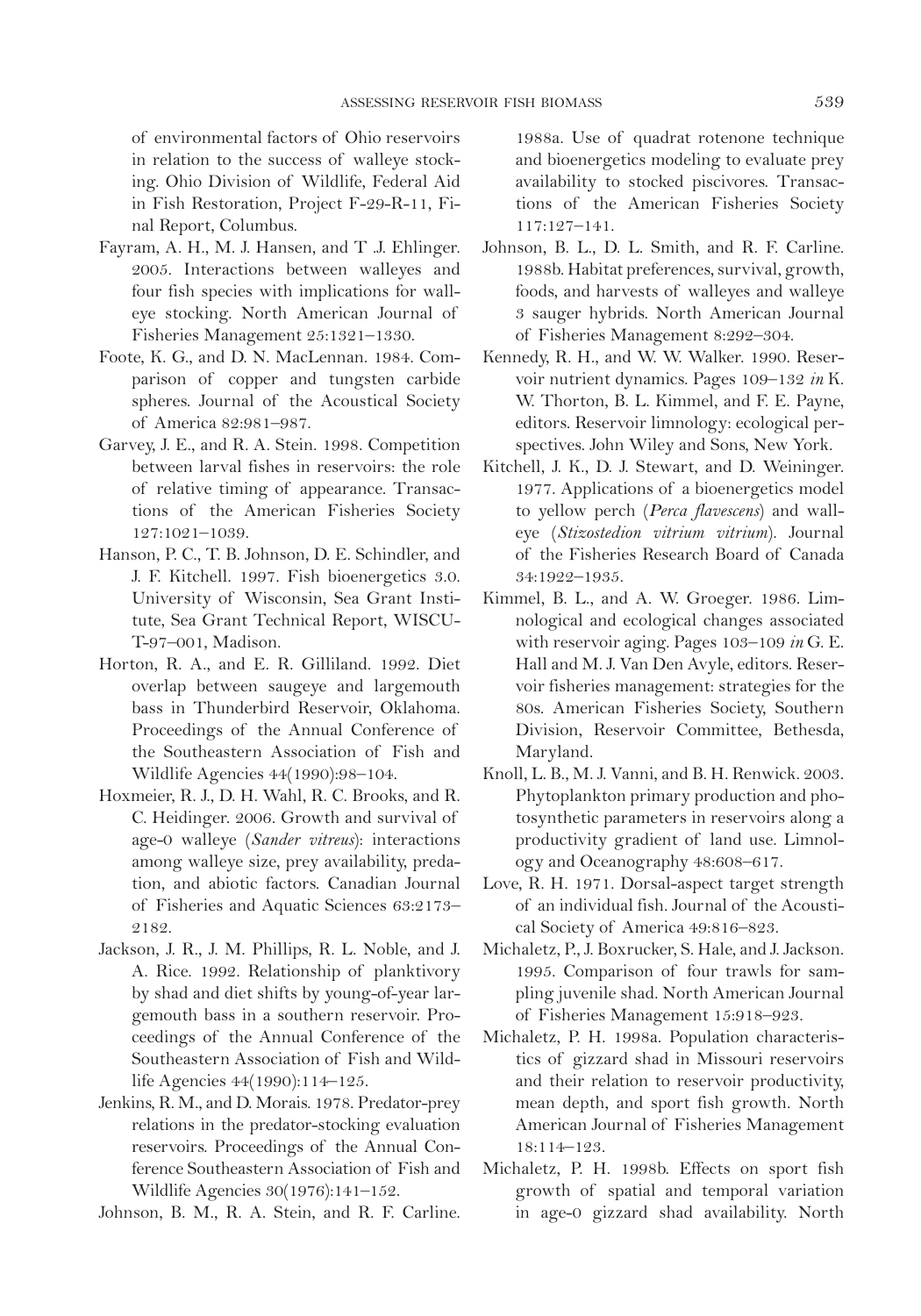of environmental factors of Ohio reservoirs in relation to the success of walleye stocking. Ohio Division of Wildlife, Federal Aid in Fish Restoration, Project F-29-R-11, Final Report, Columbus.

Fayram, A. H., M. J. Hansen, and T .J. Ehlinger. 2005. Interactions between walleyes and four fish species with implications for walleye stocking. North American Journal of Fisheries Management 25:1321–1330.

Foote, K. G., and D. N. MacLennan. 1984. Comparison of copper and tungsten carbide spheres. Journal of the Acoustical Society of America 82:981–987.

Garvey, J. E., and R. A. Stein. 1998. Competition between larval fishes in reservoirs: the role of relative timing of appearance. Transactions of the American Fisheries Society 127:1021–1039.

Hanson, P. C., T. B. Johnson, D. E. Schindler, and J. F. Kitchell. 1997. Fish bioenergetics 3.0. University of Wisconsin, Sea Grant Institute, Sea Grant Technical Report, WISCU-T-97–001, Madison.

Horton, R. A., and E. R. Gilliland. 1992. Diet overlap between saugeye and largemouth bass in Thunderbird Reservoir, Oklahoma. Proceedings of the Annual Conference of the Southeastern Association of Fish and Wildlife Agencies 44(1990):98–104.

Hoxmeier, R. J., D. H. Wahl, R. C. Brooks, and R. C. Heidinger. 2006. Growth and survival of age-0 walleye (*Sander vitreus*): interactions among walleye size, prey availability, predation, and abiotic factors. Canadian Journal of Fisheries and Aquatic Sciences 63:2173–2182.

Jackson, J. R., J. M. Phillips, R. L. Noble, and J. A. Rice. 1992. Relationship of planktivory by shad and diet shifts by young-of-year largemouth bass in a southern reservoir. Proceedings of the Annual Conference of the Southeastern Association of Fish and Wildlife Agencies 44(1990):114–125.

Jenkins, R. M., and D. Morais. 1978. Predator-prey relations in the predator-stocking evaluation reservoirs. Proceedings of the Annual Conference Southeastern Association of Fish and Wildlife Agencies 30(1976):141–152.

Johnson, B. M., R. A. Stein, and R. F. Carline. 1988a. Use of quadrat rotenone technique and bioenergetics modeling to evaluate prey availability to stocked piscivores. Transactions of the American Fisheries Society 117:127–141.

Johnson, B. L., D. L. Smith, and R. F. Carline. 1988b. Habitat preferences, survival, growth, foods, and harvests of walleyes and walleye 3 sauger hybrids. North American Journal of Fisheries Management 8:292–304.

Kennedy, R. H., and W. W. Walker. 1990. Reservoir nutrient dynamics. Pages 109–132 *in* K. W. Thorton, B. L. Kimmel, and F. E. Payne, editors. Reservoir limnology: ecological perspectives. John Wiley and Sons, New York.

Kitchell, J. K., D. J. Stewart, and D. Weininger. 1977. Applications of a bioenergetics model to yellow perch (*Perca flavescens*) and walleye (*Stizostedion vitrium vitrium*). Journal of the Fisheries Research Board of Canada 34:1922–1935.

Kimmel, B. L., and A. W. Groeger. 1986. Limnological and ecological changes associated with reservoir aging. Pages 103–109 *in* G. E. Hall and M. J. Van Den Avyle, editors. Reservoir fisheries management: strategies for the 80s. American Fisheries Society, Southern Division, Reservoir Committee, Bethesda, Maryland.

Knoll, L. B., M. J. Vanni, and B. H. Renwick. 2003. Phytoplankton primary production and photosynthetic parameters in reservoirs along a productivity gradient of land use. Limnology and Oceanography 48:608–617.

Love, R. H. 1971. Dorsal-aspect target strength of an individual fish. Journal of the Acoustical Society of America 49:816–823.

Michaletz, P., J. Boxrucker, S. Hale, and J. Jackson. 1995. Comparison of four trawls for sampling juvenile shad. North American Journal of Fisheries Management 15:918–923.

Michaletz, P. H. 1998a. Population characteristics of gizzard shad in Missouri reservoirs and their relation to reservoir productivity, mean depth, and sport fish growth. North American Journal of Fisheries Management 18:114–123.

Michaletz, P. H. 1998b. Effects on sport fish growth of spatial and temporal variation in age-0 gizzard shad availability. North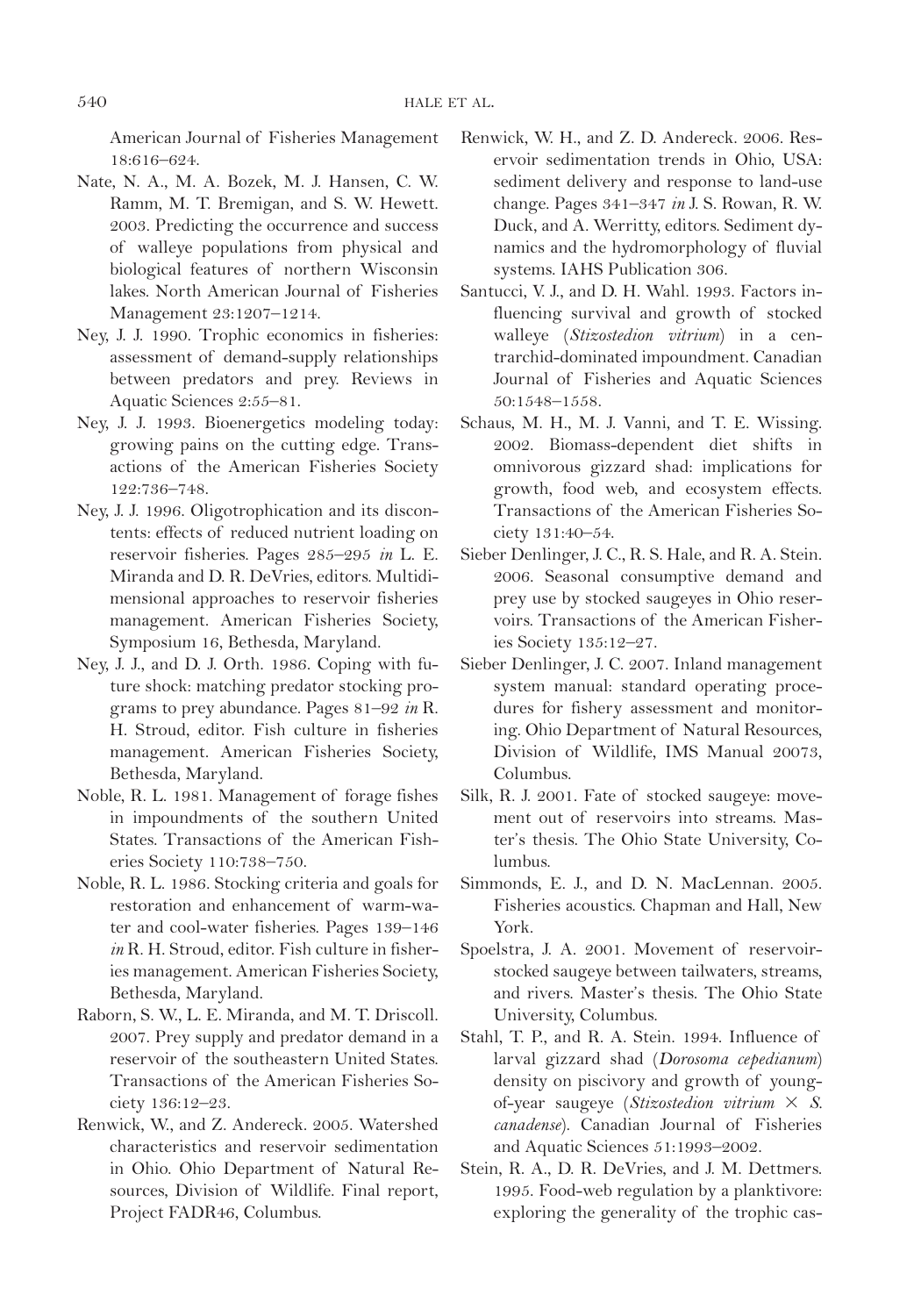American Journal of Fisheries Management 18:616–624.

Nate, N. A., M. A. Bozek, M. J. Hansen, C. W. Ramm, M. T. Bremigan, and S. W. Hewett. 2003. Predicting the occurrence and success of walleye populations from physical and biological features of northern Wisconsin lakes. North American Journal of Fisheries Management 23:1207–1214.

Ney, J. J. 1990. Trophic economics in fisheries: assessment of demand-supply relationships between predators and prey. Reviews in Aquatic Sciences 2:55–81.

Ney, J. J. 1993. Bioenergetics modeling today: growing pains on the cutting edge. Transactions of the American Fisheries Society 122:736–748.

Ney, J. J. 1996. Oligotrophication and its discontents: effects of reduced nutrient loading on reservoir fisheries. Pages 285–295 *in* L. E. Miranda and D. R. DeVries, editors. Multidimensional approaches to reservoir fisheries management. American Fisheries Society, Symposium 16, Bethesda, Maryland.

Ney, J. J., and D. J. Orth. 1986. Coping with future shock: matching predator stocking programs to prey abundance. Pages 81–92 *in* R. H. Stroud, editor. Fish culture in fisheries management. American Fisheries Society, Bethesda, Maryland.

Noble, R. L. 1981. Management of forage fishes in impoundments of the southern United States. Transactions of the American Fisheries Society 110:738–750.

Noble, R. L. 1986. Stocking criteria and goals for restoration and enhancement of warm-water and cool-water fisheries. Pages 139–146 *in* R. H. Stroud, editor. Fish culture in fisheries management. American Fisheries Society, Bethesda, Maryland.

Raborn, S. W., L. E. Miranda, and M. T. Driscoll. 2007. Prey supply and predator demand in a reservoir of the southeastern United States. Transactions of the American Fisheries Society 136:12–23.

Renwick, W., and Z. Andereck. 2005. Watershed characteristics and reservoir sedimentation in Ohio. Ohio Department of Natural Resources, Division of Wildlife. Final report, Project FADR46, Columbus.

Renwick, W. H., and Z. D. Andereck. 2006. Reservoir sedimentation trends in Ohio, USA: sediment delivery and response to land-use change. Pages 341–347 *in* J. S. Rowan, R. W. Duck, and A. Werritty, editors. Sediment dynamics and the hydromorphology of fluvial systems. IAHS Publication 306.

Santucci, V. J., and D. H. Wahl. 1993. Factors influencing survival and growth of stocked walleye (*Stizostedion vitrium*) in a centrarchid-dominated impoundment. Canadian Journal of Fisheries and Aquatic Sciences 50:1548–1558.

Schaus, M. H., M. J. Vanni, and T. E. Wissing. 2002. Biomass-dependent diet shifts in omnivorous gizzard shad: implications for growth, food web, and ecosystem effects. Transactions of the American Fisheries Society 131:40–54.

Sieber Denlinger, J. C., R. S. Hale, and R. A. Stein. 2006. Seasonal consumptive demand and prey use by stocked saugeyes in Ohio reservoirs. Transactions of the American Fisheries Society 135:12–27.

Sieber Denlinger, J. C. 2007. Inland management system manual: standard operating procedures for fishery assessment and monitoring. Ohio Department of Natural Resources, Division of Wildlife, IMS Manual 20073, Columbus.

Silk, R. J. 2001. Fate of stocked saugeye: movement out of reservoirs into streams. Master's thesis. The Ohio State University, Columbus.

Simmonds, E. J., and D. N. MacLennan. 2005. Fisheries acoustics. Chapman and Hall, New York.

Spoelstra, J. A. 2001. Movement of reservoir-stocked saugeye between tailwaters, streams, and rivers. Master's thesis. The Ohio State University, Columbus.

Stahl, T. P., and R. A. Stein. 1994. Influence of larval gizzard shad (*Dorosoma cepedianum*) density on piscivory and growth of young-of-year saugeye (*Stizostedion vitrium* × *S. canadense*). Canadian Journal of Fisheries and Aquatic Sciences 51:1993–2002.

Stein, R. A., D. R. DeVries, and J. M. Dettmers. 1995. Food-web regulation by a planktivore: exploring the generality of the trophic cas-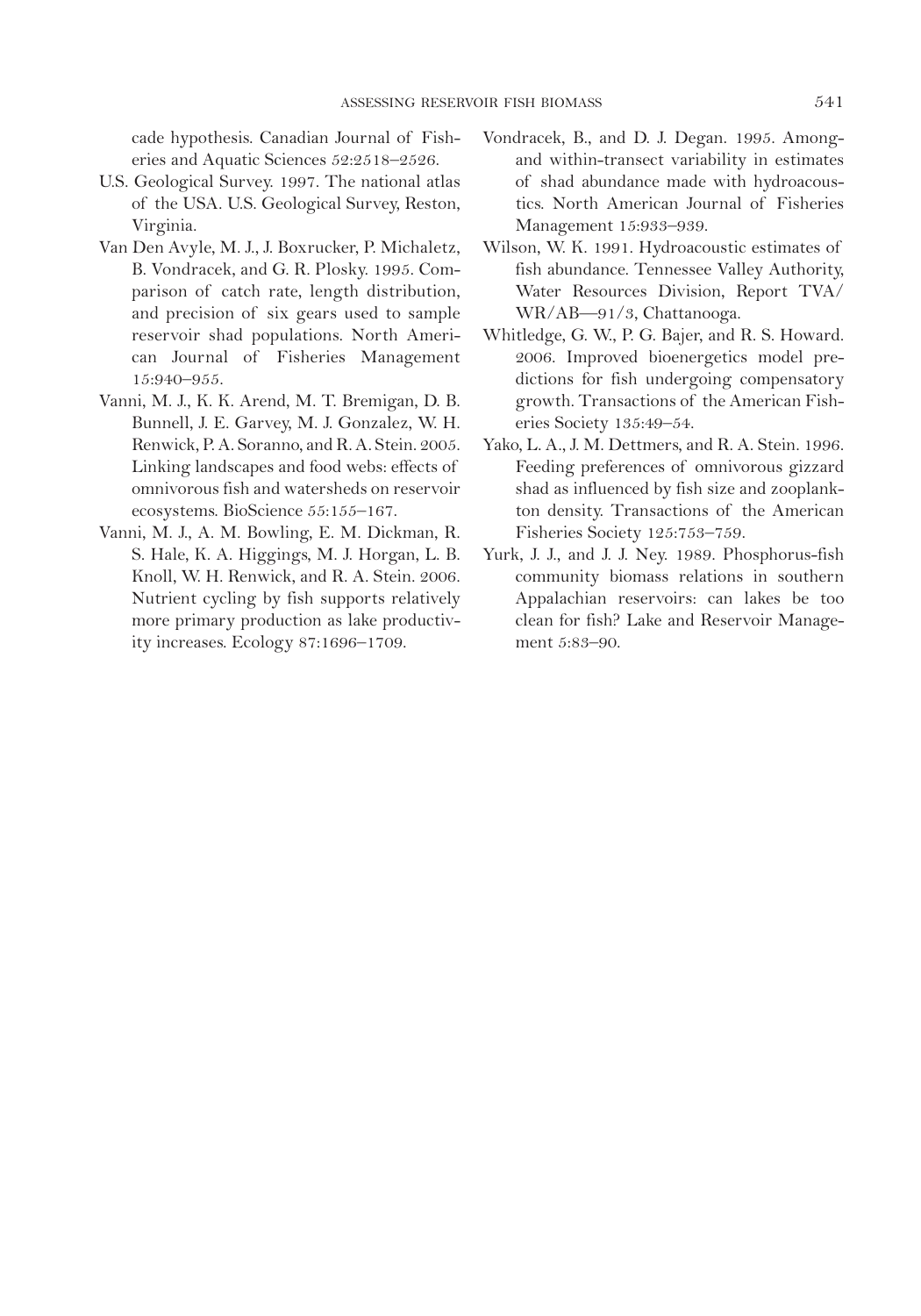cade hypothesis. Canadian Journal of Fisheries and Aquatic Sciences 52:2518–2526.

U.S. Geological Survey. 1997. The national atlas of the USA. U.S. Geological Survey, Reston, Virginia.

Van Den Avyle, M. J., J. Boxrucker, P. Michaletz, B. Vondracek, and G. R. Plosky. 1995. Comparison of catch rate, length distribution, and precision of six gears used to sample reservoir shad populations. North American Journal of Fisheries Management 15:940–955.

Vanni, M. J., K. K. Arend, M. T. Bremigan, D. B. Bunnell, J. E. Garvey, M. J. Gonzalez, W. H. Renwick, P. A. Soranno, and R. A. Stein. 2005. Linking landscapes and food webs: effects of omnivorous fish and watersheds on reservoir ecosystems. BioScience 55:155–167.

Vanni, M. J., A. M. Bowling, E. M. Dickman, R. S. Hale, K. A. Higgings, M. J. Horgan, L. B. Knoll, W. H. Renwick, and R. A. Stein. 2006. Nutrient cycling by fish supports relatively more primary production as lake productivity increases. Ecology 87:1696–1709.

Vondracek, B., and D. J. Degan. 1995. Among- and within-transect variability in estimates of shad abundance made with hydroacoustics. North American Journal of Fisheries Management 15:933–939.

Wilson, W. K. 1991. Hydroacoustic estimates of fish abundance. Tennessee Valley Authority, Water Resources Division, Report TVA/WR/AB—91/3, Chattanooga.

Whitledge, G. W., P. G. Bajer, and R. S. Howard. 2006. Improved bioenergetics model predictions for fish undergoing compensatory growth. Transactions of the American Fisheries Society 135:49–54.

Yako, L. A., J. M. Dettmers, and R. A. Stein. 1996. Feeding preferences of omnivorous gizzard shad as influenced by fish size and zooplankton density. Transactions of the American Fisheries Society 125:753–759.

Yurk, J. J., and J. J. Ney. 1989. Phosphorus-fish community biomass relations in southern Appalachian reservoirs: can lakes be too clean for fish? Lake and Reservoir Management 5:83–90.